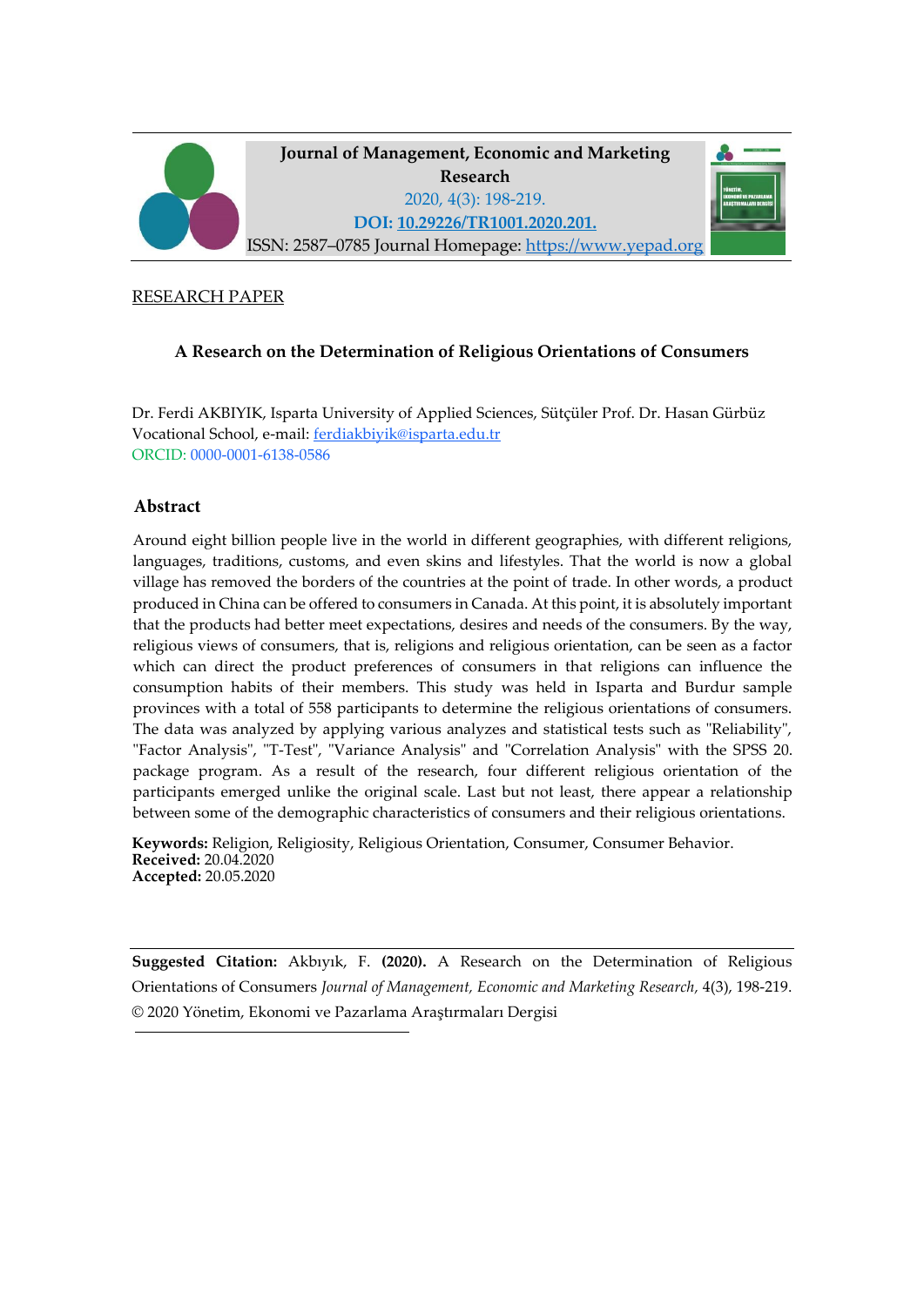**Journal of Management, Economic and Marketing Research**

2020, 4(3): 198-219.

**DOI: [10.29226/TR1001.2020.201.](10.29226/TR1001.2020.201.)**

ISSN: 2587–0785 Journal Homepage: [https://www.yepad.org](https://www.yepad.org)

RESEARCH PAPER

# A Research on the Determination of Religious Orientations of Consumers

Dr. Ferdi AKBIYIK, Isparta University of Applied Sciences, Sütçüler Prof. Dr. Hasan Gürbüz Vocational School, e-mail: ferdiakbiyik@isparta.edu.tr

ORCID: 0000-0001-6138-0586

## Abstract

Around eight billion people live in the world in different geographies, with different religions, languages, traditions, customs, and even skins and lifestyles. That the world is now a global village has removed the borders of the countries at the point of trade. In other words, a product produced in China can be offered to consumers in Canada. At this point, it is absolutely important that the products had better meet expectations, desires and needs of the consumers. By the way, religious views of consumers, that is, religions and religious orientation, can be seen as a factor which can direct the product preferences of consumers in that religions can influence the consumption habits of their members. This study was held in Isparta and Burdur sample provinces with a total of 558 participants to determine the religious orientations of consumers. The data was analyzed by applying various analyzes and statistical tests such as "Reliability", "Factor Analysis", "T-Test", "Variance Analysis" and "Correlation Analysis" with the SPSS 20. package program. As a result of the research, four different religious orientation of the participants emerged unlike the original scale. Last but not least, there appear a relationship between some of the demographic characteristics of consumers and their religious orientations.

**Keywords:** Religion, Religiosity, Religious Orientation, Consumer, Consumer Behavior.
**Received:** 20.04.2020
**Accepted:** 20.05.2020

**Suggested Citation:** Akbıyık, F. **(2020).** A Research on the Determination of Religious Orientations of Consumers *Journal of Management, Economic and Marketing Research*, 4(3), 198-219.
© 2020 Yönetim, Ekonomi ve Pazarlama Araştırmaları Dergisi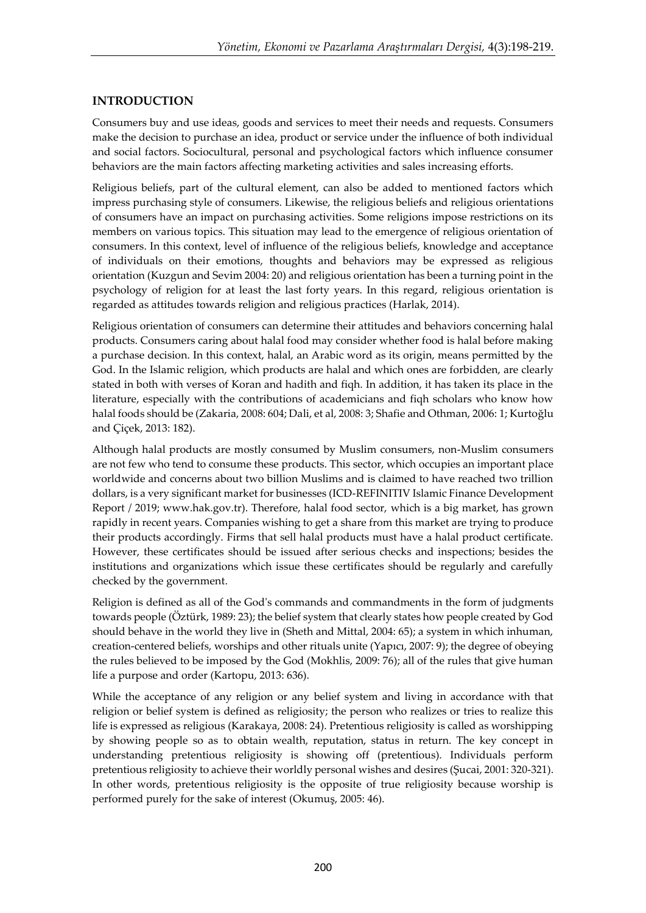## INTRODUCTION

Consumers buy and use ideas, goods and services to meet their needs and requests. Consumers make the decision to purchase an idea, product or service under the influence of both individual and social factors. Sociocultural, personal and psychological factors which influence consumer behaviors are the main factors affecting marketing activities and sales increasing efforts.

Religious beliefs, part of the cultural element, can also be added to mentioned factors which impress purchasing style of consumers. Likewise, the religious beliefs and religious orientations of consumers have an impact on purchasing activities. Some religions impose restrictions on its members on various topics. This situation may lead to the emergence of religious orientation of consumers. In this context, level of influence of the religious beliefs, knowledge and acceptance of individuals on their emotions, thoughts and behaviors may be expressed as religious orientation (Kuzgun and Sevim 2004: 20) and religious orientation has been a turning point in the psychology of religion for at least the last forty years. In this regard, religious orientation is regarded as attitudes towards religion and religious practices (Harlak, 2014).

Religious orientation of consumers can determine their attitudes and behaviors concerning halal products. Consumers caring about halal food may consider whether food is halal before making a purchase decision. In this context, halal, an Arabic word as its origin, means permitted by the God. In the Islamic religion, which products are halal and which ones are forbidden, are clearly stated in both with verses of Koran and hadith and fiqh. In addition, it has taken its place in the literature, especially with the contributions of academicians and fiqh scholars who know how halal foods should be (Zakaria, 2008: 604; Dali, et al, 2008: 3; Shafie and Othman, 2006: 1; Kurtoğlu and Çiçek, 2013: 182).

Although halal products are mostly consumed by Muslim consumers, non-Muslim consumers are not few who tend to consume these products. This sector, which occupies an important place worldwide and concerns about two billion Muslims and is claimed to have reached two trillion dollars, is a very significant market for businesses (ICD-REFINITIV Islamic Finance Development Report / 2019; www.hak.gov.tr). Therefore, halal food sector, which is a big market, has grown rapidly in recent years. Companies wishing to get a share from this market are trying to produce their products accordingly. Firms that sell halal products must have a halal product certificate. However, these certificates should be issued after serious checks and inspections; besides the institutions and organizations which issue these certificates should be regularly and carefully checked by the government.

Religion is defined as all of the God's commands and commandments in the form of judgments towards people (Öztürk, 1989: 23); the belief system that clearly states how people created by God should behave in the world they live in (Sheth and Mittal, 2004: 65); a system in which inhuman, creation-centered beliefs, worships and other rituals unite (Yapıcı, 2007: 9); the degree of obeying the rules believed to be imposed by the God (Mokhlis, 2009: 76); all of the rules that give human life a purpose and order (Kartopu, 2013: 636).

While the acceptance of any religion or any belief system and living in accordance with that religion or belief system is defined as religiosity; the person who realizes or tries to realize this life is expressed as religious (Karakaya, 2008: 24). Pretentious religiosity is called as worshipping by showing people so as to obtain wealth, reputation, status in return. The key concept in understanding pretentious religiosity is showing off (pretentious). Individuals perform pretentious religiosity to achieve their worldly personal wishes and desires (Şucai, 2001: 320-321). In other words, pretentious religiosity is the opposite of true religiosity because worship is performed purely for the sake of interest (Okumuş, 2005: 46).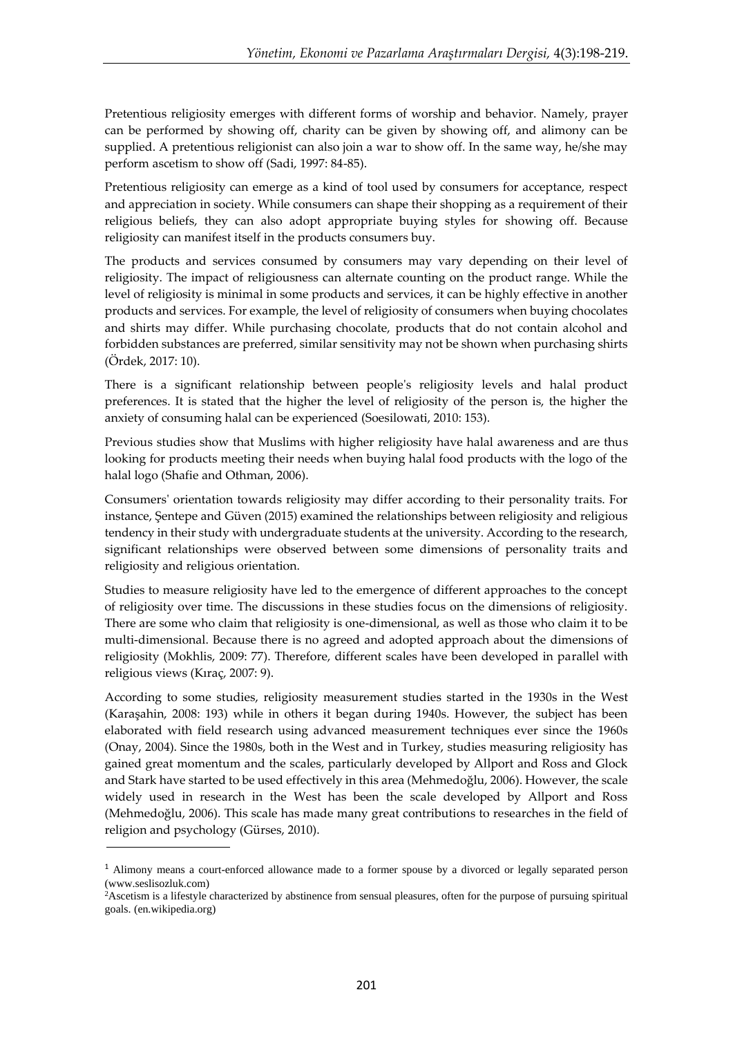Pretentious religiosity emerges with different forms of worship and behavior. Namely, prayer can be performed by showing off, charity can be given by showing off, and alimony can be supplied. A pretentious religionist can also join a war to show off. In the same way, he/she may perform ascetism to show off (Sadi, 1997: 84-85).

Pretentious religiosity can emerge as a kind of tool used by consumers for acceptance, respect and appreciation in society. While consumers can shape their shopping as a requirement of their religious beliefs, they can also adopt appropriate buying styles for showing off. Because religiosity can manifest itself in the products consumers buy.

The products and services consumed by consumers may vary depending on their level of religiosity. The impact of religiousness can alternate counting on the product range. While the level of religiosity is minimal in some products and services, it can be highly effective in another products and services. For example, the level of religiosity of consumers when buying chocolates and shirts may differ. While purchasing chocolate, products that do not contain alcohol and forbidden substances are preferred, similar sensitivity may not be shown when purchasing shirts (Ördek, 2017: 10).

There is a significant relationship between people's religiosity levels and halal product preferences. It is stated that the higher the level of religiosity of the person is, the higher the anxiety of consuming halal can be experienced (Soesilowati, 2010: 153).

Previous studies show that Muslims with higher religiosity have halal awareness and are thus looking for products meeting their needs when buying halal food products with the logo of the halal logo (Shafie and Othman, 2006).

Consumers' orientation towards religiosity may differ according to their personality traits. For instance, Şentepe and Güven (2015) examined the relationships between religiosity and religious tendency in their study with undergraduate students at the university. According to the research, significant relationships were observed between some dimensions of personality traits and religiosity and religious orientation.

Studies to measure religiosity have led to the emergence of different approaches to the concept of religiosity over time. The discussions in these studies focus on the dimensions of religiosity. There are some who claim that religiosity is one-dimensional, as well as those who claim it to be multi-dimensional. Because there is no agreed and adopted approach about the dimensions of religiosity (Mokhlis, 2009: 77). Therefore, different scales have been developed in parallel with religious views (Kıraç, 2007: 9).

According to some studies, religiosity measurement studies started in the 1930s in the West (Karaşahin, 2008: 193) while in others it began during 1940s. However, the subject has been elaborated with field research using advanced measurement techniques ever since the 1960s (Onay, 2004). Since the 1980s, both in the West and in Turkey, studies measuring religiosity has gained great momentum and the scales, particularly developed by Allport and Ross and Glock and Stark have started to be used effectively in this area (Mehmedoğlu, 2006). However, the scale widely used in research in the West has been the scale developed by Allport and Ross (Mehmedoğlu, 2006). This scale has made many great contributions to researches in the field of religion and psychology (Gürses, 2010).

---

[1] Alimony means a court-enforced allowance made to a former spouse by a divorced or legally separated person (www.seslisozluk.com)

[2] Ascetism is a lifestyle characterized by abstinence from sensual pleasures, often for the purpose of pursuing spiritual goals. (en.wikipedia.org)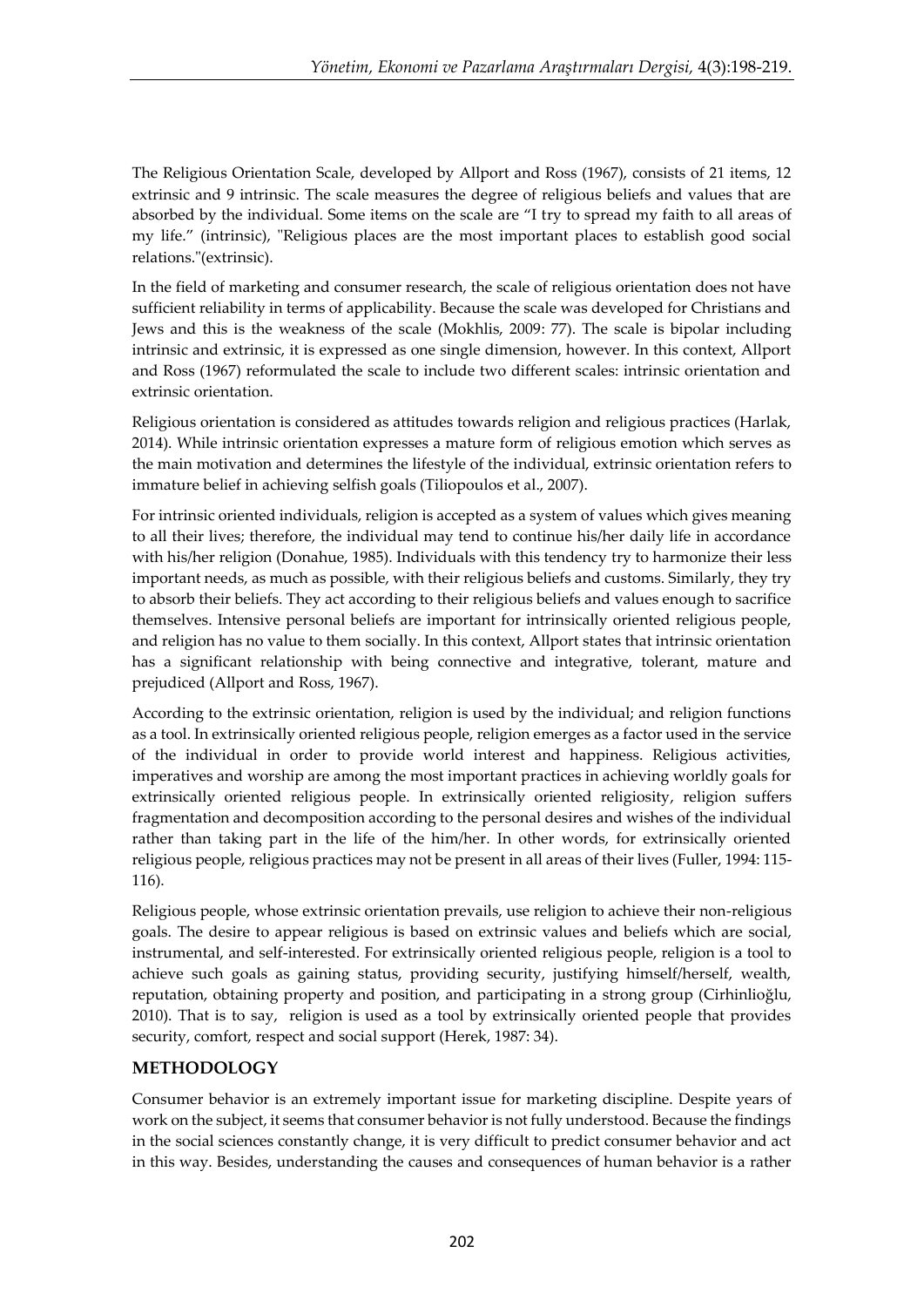The Religious Orientation Scale, developed by Allport and Ross (1967), consists of 21 items, 12 extrinsic and 9 intrinsic. The scale measures the degree of religious beliefs and values that are absorbed by the individual. Some items on the scale are "I try to spread my faith to all areas of my life." (intrinsic), "Religious places are the most important places to establish good social relations."(extrinsic).

In the field of marketing and consumer research, the scale of religious orientation does not have sufficient reliability in terms of applicability. Because the scale was developed for Christians and Jews and this is the weakness of the scale (Mokhlis, 2009: 77). The scale is bipolar including intrinsic and extrinsic, it is expressed as one single dimension, however. In this context, Allport and Ross (1967) reformulated the scale to include two different scales: intrinsic orientation and extrinsic orientation.

Religious orientation is considered as attitudes towards religion and religious practices (Harlak, 2014). While intrinsic orientation expresses a mature form of religious emotion which serves as the main motivation and determines the lifestyle of the individual, extrinsic orientation refers to immature belief in achieving selfish goals (Tiliopoulos et al., 2007).

For intrinsic oriented individuals, religion is accepted as a system of values which gives meaning to all their lives; therefore, the individual may tend to continue his/her daily life in accordance with his/her religion (Donahue, 1985). Individuals with this tendency try to harmonize their less important needs, as much as possible, with their religious beliefs and customs. Similarly, they try to absorb their beliefs. They act according to their religious beliefs and values enough to sacrifice themselves. Intensive personal beliefs are important for intrinsically oriented religious people, and religion has no value to them socially. In this context, Allport states that intrinsic orientation has a significant relationship with being connective and integrative, tolerant, mature and prejudiced (Allport and Ross, 1967).

According to the extrinsic orientation, religion is used by the individual; and religion functions as a tool. In extrinsically oriented religious people, religion emerges as a factor used in the service of the individual in order to provide world interest and happiness. Religious activities, imperatives and worship are among the most important practices in achieving worldly goals for extrinsically oriented religious people. In extrinsically oriented religiosity, religion suffers fragmentation and decomposition according to the personal desires and wishes of the individual rather than taking part in the life of the him/her. In other words, for extrinsically oriented religious people, religious practices may not be present in all areas of their lives (Fuller, 1994: 115-116).

Religious people, whose extrinsic orientation prevails, use religion to achieve their non-religious goals. The desire to appear religious is based on extrinsic values and beliefs which are social, instrumental, and self-interested. For extrinsically oriented religious people, religion is a tool to achieve such goals as gaining status, providing security, justifying himself/herself, wealth, reputation, obtaining property and position, and participating in a strong group (Cirhinlioğlu, 2010). That is to say, religion is used as a tool by extrinsically oriented people that provides security, comfort, respect and social support (Herek, 1987: 34).

## METHODOLOGY

Consumer behavior is an extremely important issue for marketing discipline. Despite years of work on the subject, it seems that consumer behavior is not fully understood. Because the findings in the social sciences constantly change, it is very difficult to predict consumer behavior and act in this way. Besides, understanding the causes and consequences of human behavior is a rather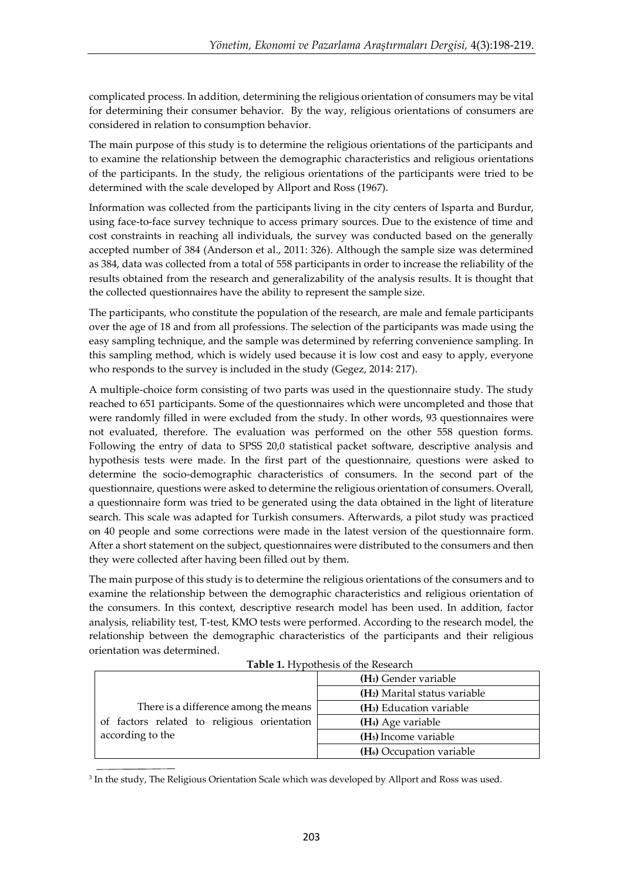complicated process. In addition, determining the religious orientation of consumers may be vital for determining their consumer behavior. By the way, religious orientations of consumers are considered in relation to consumption behavior.

The main purpose of this study is to determine the religious orientations of the participants and to examine the relationship between the demographic characteristics and religious orientations of the participants. In the study, the religious orientations of the participants were tried to be determined with the scale developed by Allport and Ross (1967).

Information was collected from the participants living in the city centers of Isparta and Burdur, using face-to-face survey technique to access primary sources. Due to the existence of time and cost constraints in reaching all individuals, the survey was conducted based on the generally accepted number of 384 (Anderson et al., 2011: 326). Although the sample size was determined as 384, data was collected from a total of 558 participants in order to increase the reliability of the results obtained from the research and generalizability of the analysis results. It is thought that the collected questionnaires have the ability to represent the sample size.

The participants, who constitute the population of the research, are male and female participants over the age of 18 and from all professions. The selection of the participants was made using the easy sampling technique, and the sample was determined by referring convenience sampling. In this sampling method, which is widely used because it is low cost and easy to apply, everyone who responds to the survey is included in the study (Gegez, 2014: 217).

A multiple-choice form consisting of two parts was used in the questionnaire study. The study reached to 651 participants. Some of the questionnaires which were uncompleted and those that were randomly filled in were excluded from the study. In other words, 93 questionnaires were not evaluated, therefore. The evaluation was performed on the other 558 question forms. Following the entry of data to SPSS 20,0 statistical packet software, descriptive analysis and hypothesis tests were made. In the first part of the questionnaire, questions were asked to determine the socio-demographic characteristics of consumers. In the second part of the questionnaire, questions were asked to determine the religious orientation of consumers. Overall, a questionnaire form was tried to be generated using the data obtained in the light of literature search. This scale was adapted for Turkish consumers. Afterwards, a pilot study was practiced on 40 people and some corrections were made in the latest version of the questionnaire form. After a short statement on the subject, questionnaires were distributed to the consumers and then they were collected after having been filled out by them.

The main purpose of this study is to determine the religious orientations of the consumers and to examine the relationship between the demographic characteristics and religious orientation of the consumers. In this context, descriptive research model has been used. In addition, factor analysis, reliability test, T-test, KMO tests were performed. According to the research model, the relationship between the demographic characteristics of the participants and their religious orientation was determined.

**Table 1.** Hypothesis of the Research

| | |
|---|---|
| There is a difference among the means of factors related to religious orientation according to the | **($H_1$)** Gender variable |
| | **($H_2$)** Marital status variable |
| | **($H_3$)** Education variable |
| | **($H_4$)** Age variable |
| | **($H_5$)** Income variable |
| | **($H_6$)** Occupation variable |

[3] In the study, The Religious Orientation Scale which was developed by Allport and Ross was used.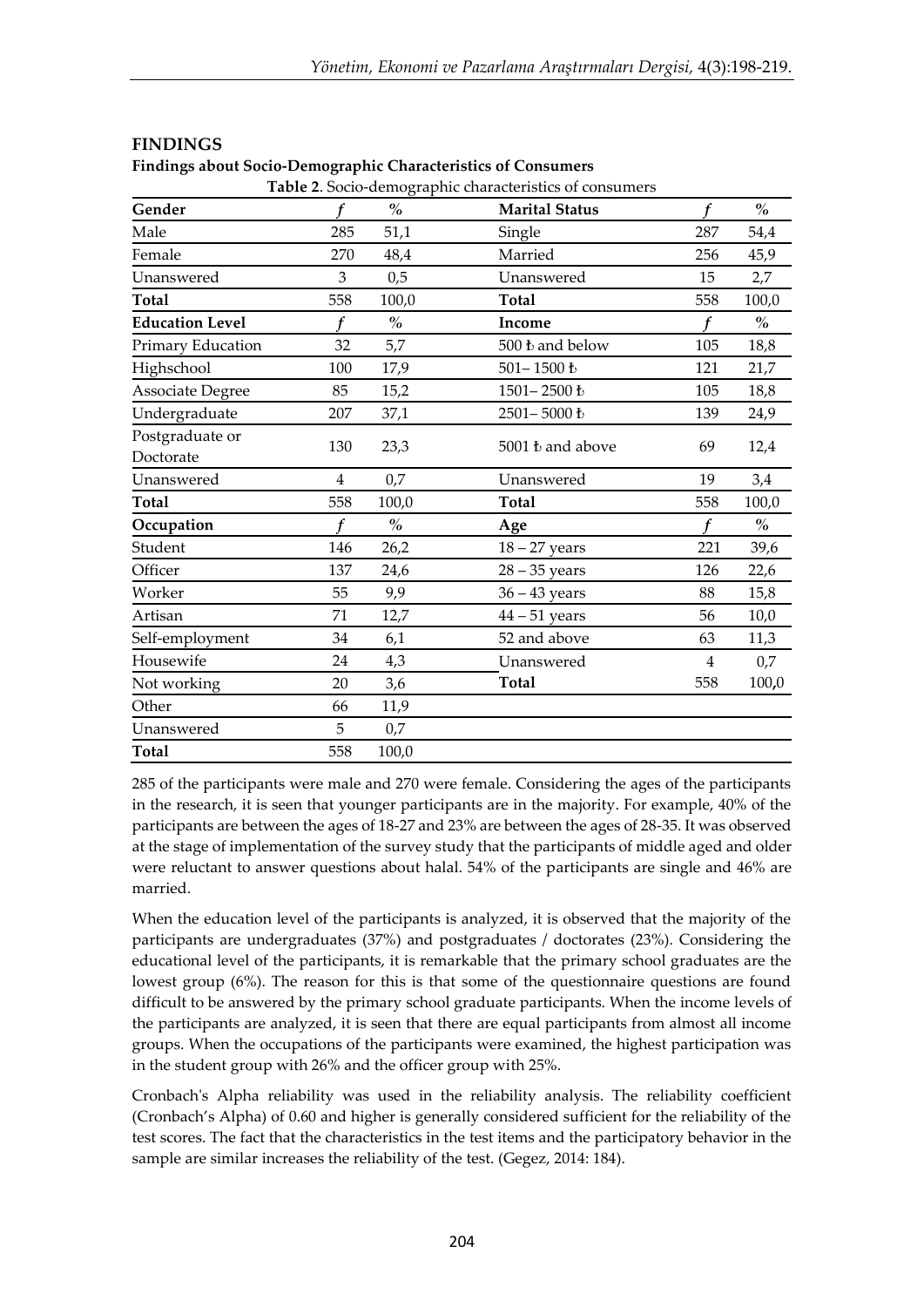## FINDINGS

### Findings about Socio-Demographic Characteristics of Consumers

**Table 2**. Socio-demographic characteristics of consumers

| Gender | *f* | % | Marital Status | *f* | % |
|---|---|---|---|---|---|
| Male | 285 | 51,1 | Single | 287 | 54,4 |
| Female | 270 | 48,4 | Married | 256 | 45,9 |
| Unanswered | 3 | 0,5 | Unanswered | 15 | 2,7 |
| **Total** | 558 | 100,0 | **Total** | 558 | 100,0 |
| **Education Level** | *f* | % | **Income** | *f* | % |
| Primary Education | 32 | 5,7 | 500 ₺ and below | 105 | 18,8 |
| Highschool | 100 | 17,9 | 501– 1500 ₺ | 121 | 21,7 |
| Associate Degree | 85 | 15,2 | 1501– 2500 ₺ | 105 | 18,8 |
| Undergraduate | 207 | 37,1 | 2501– 5000 ₺ | 139 | 24,9 |
| Postgraduate or Doctorate | 130 | 23,3 | 5001 ₺ and above | 69 | 12,4 |
| Unanswered | 4 | 0,7 | Unanswered | 19 | 3,4 |
| **Total** | 558 | 100,0 | **Total** | 558 | 100,0 |
| **Occupation** | *f* | % | **Age** | *f* | % |
| Student | 146 | 26,2 | 18 – 27 years | 221 | 39,6 |
| Officer | 137 | 24,6 | 28 – 35 years | 126 | 22,6 |
| Worker | 55 | 9,9 | 36 – 43 years | 88 | 15,8 |
| Artisan | 71 | 12,7 | 44 – 51 years | 56 | 10,0 |
| Self-employment | 34 | 6,1 | 52 and above | 63 | 11,3 |
| Housewife | 24 | 4,3 | Unanswered | 4 | 0,7 |
| Not working | 20 | 3,6 | **Total** | 558 | 100,0 |
| Other | 66 | 11,9 | | | |
| Unanswered | 5 | 0,7 | | | |
| **Total** | 558 | 100,0 | | | |

285 of the participants were male and 270 were female. Considering the ages of the participants in the research, it is seen that younger participants are in the majority. For example, 40% of the participants are between the ages of 18-27 and 23% are between the ages of 28-35. It was observed at the stage of implementation of the survey study that the participants of middle aged and older were reluctant to answer questions about halal. 54% of the participants are single and 46% are married.

When the education level of the participants is analyzed, it is observed that the majority of the participants are undergraduates (37%) and postgraduates / doctorates (23%). Considering the educational level of the participants, it is remarkable that the primary school graduates are the lowest group (6%). The reason for this is that some of the questionnaire questions are found difficult to be answered by the primary school graduate participants. When the income levels of the participants are analyzed, it is seen that there are equal participants from almost all income groups. When the occupations of the participants were examined, the highest participation was in the student group with 26% and the officer group with 25%.

Cronbach's Alpha reliability was used in the reliability analysis. The reliability coefficient (Cronbach's Alpha) of 0.60 and higher is generally considered sufficient for the reliability of the test scores. The fact that the characteristics in the test items and the participatory behavior in the sample are similar increases the reliability of the test. (Gegez, 2014: 184).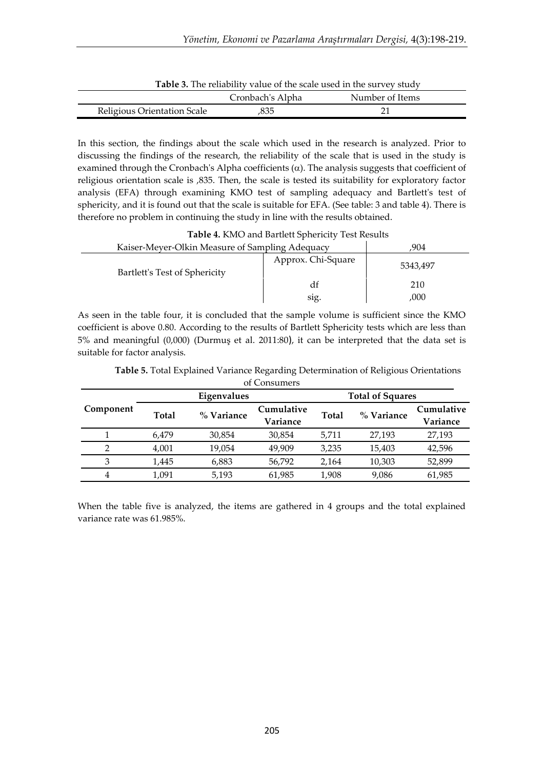**Table 3.** The reliability value of the scale used in the survey study

| | Cronbach's Alpha | Number of Items |
|---|---|---|
| Religious Orientation Scale | ,835 | 21 |

In this section, the findings about the scale which used in the research is analyzed. Prior to discussing the findings of the research, the reliability of the scale that is used in the study is examined through the Cronbach's Alpha coefficients (α). The analysis suggests that coefficient of religious orientation scale is ,835. Then, the scale is tested its suitability for exploratory factor analysis (EFA) through examining KMO test of sampling adequacy and Bartlett's test of sphericity, and it is found out that the scale is suitable for EFA. (See table: 3 and table 4). There is therefore no problem in continuing the study in line with the results obtained.

**Table 4.** KMO and Bartlett Sphericity Test Results

| Kaiser-Meyer-Olkin Measure of Sampling Adequacy | | ,904 |
|---|---|---|
| Bartlett's Test of Sphericity | Approx. Chi-Square | 5343,497 |
| | df | 210 |
| | sig. | ,000 |

As seen in the table four, it is concluded that the sample volume is sufficient since the KMO coefficient is above 0.80. According to the results of Bartlett Sphericity tests which are less than 5% and meaningful (0,000) (Durmuş et al. 2011:80), it can be interpreted that the data set is suitable for factor analysis.

**Table 5.** Total Explained Variance Regarding Determination of Religious Orientations of Consumers

| Component | Eigenvalues | | | Total of Squares | | |
|---|---|---|---|---|---|---|
| | Total | % Variance | Cumulative Variance | Total | % Variance | Cumulative Variance |
| 1 | 6,479 | 30,854 | 30,854 | 5,711 | 27,193 | 27,193 |
| 2 | 4,001 | 19,054 | 49,909 | 3,235 | 15,403 | 42,596 |
| 3 | 1,445 | 6,883 | 56,792 | 2,164 | 10,303 | 52,899 |
| 4 | 1,091 | 5,193 | 61,985 | 1,908 | 9,086 | 61,985 |

When the table five is analyzed, the items are gathered in 4 groups and the total explained variance rate was 61.985%.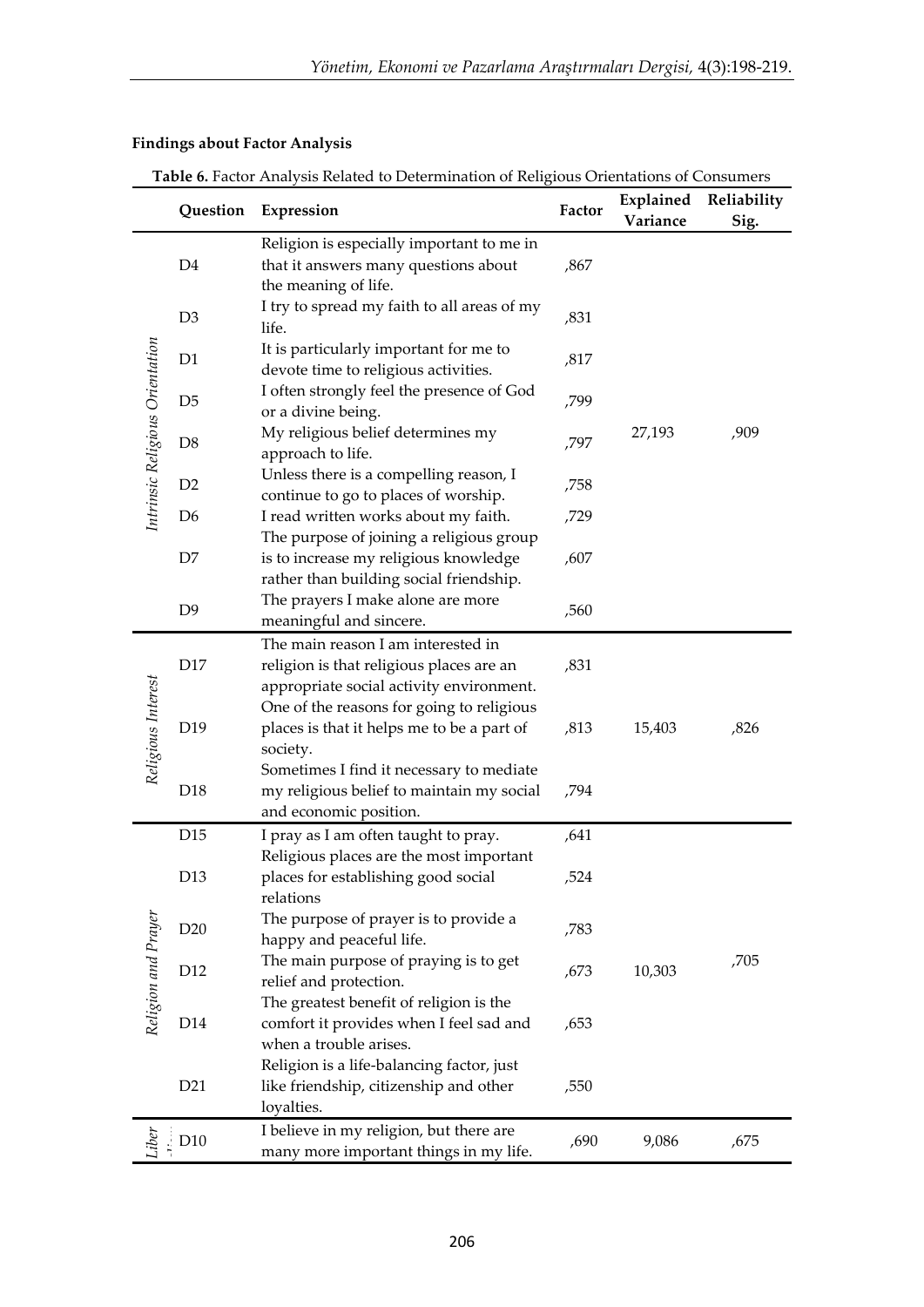**Findings about Factor Analysis**

**Table 6.** Factor Analysis Related to Determination of Religious Orientations of Consumers

| | Question | Expression | Factor | Explained Variance | Reliability Sig. |
|---|---|---|---|---|---|
| *Intrinsic Religious Orientation* | D4 | Religion is especially important to me in that it answers many questions about the meaning of life. | ,867 | 27,193 | ,909 |
| | D3 | I try to spread my faith to all areas of my life. | ,831 | | |
| | D1 | It is particularly important for me to devote time to religious activities. | ,817 | | |
| | D5 | I often strongly feel the presence of God or a divine being. | ,799 | | |
| | D8 | My religious belief determines my approach to life. | ,797 | | |
| | D2 | Unless there is a compelling reason, I continue to go to places of worship. | ,758 | | |
| | D6 | I read written works about my faith. | ,729 | | |
| | D7 | The purpose of joining a religious group is to increase my religious knowledge rather than building social friendship. | ,607 | | |
| | D9 | The prayers I make alone are more meaningful and sincere. | ,560 | | |
| *Religious Interest* | D17 | The main reason I am interested in religion is that religious places are an appropriate social activity environment. | ,831 | 15,403 | ,826 |
| | D19 | One of the reasons for going to religious places is that it helps me to be a part of society. | ,813 | | |
| | D18 | Sometimes I find it necessary to mediate my religious belief to maintain my social and economic position. | ,794 | | |
| *Religion and Prayer* | D15 | I pray as I am often taught to pray. | ,641 | 10,303 | ,705 |
| | D13 | Religious places are the most important places for establishing good social relations | ,524 | | |
| | D20 | The purpose of prayer is to provide a happy and peaceful life. | ,783 | | |
| | D12 | The main purpose of praying is to get relief and protection. | ,673 | | |
| | D14 | The greatest benefit of religion is the comfort it provides when I feel sad and when a trouble arises. | ,653 | | |
| | D21 | Religion is a life-balancing factor, just like friendship, citizenship and other loyalties. | ,550 | | |
| *Liber...* | D10 | I believe in my religion, but there are many more important things in my life. | ,690 | 9,086 | ,675 |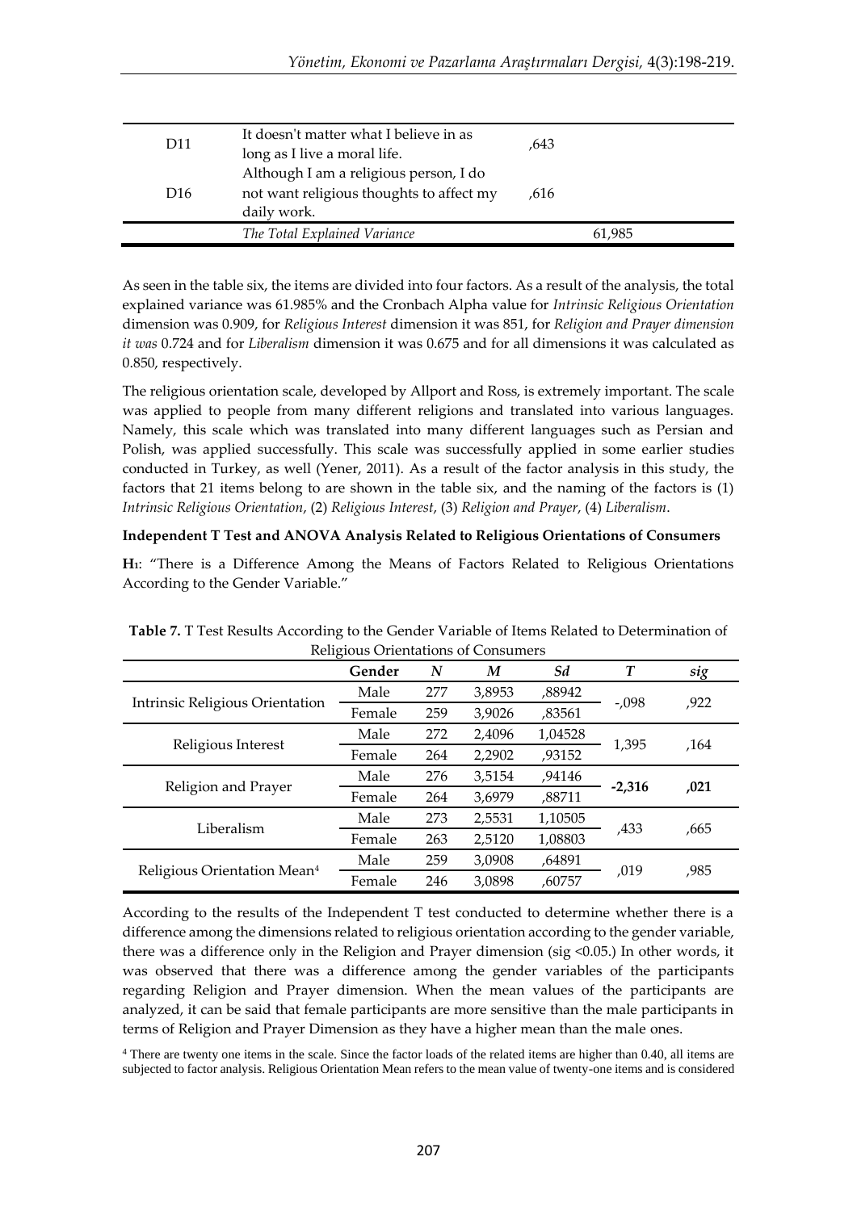| | | | |
|---|---|---|---|
| D11 | It doesn't matter what I believe in as long as I live a moral life. | ,643 | |
| D16 | Although I am a religious person, I do not want religious thoughts to affect my daily work. | ,616 | |
| | *The Total Explained Variance* | | 61,985 |

As seen in the table six, the items are divided into four factors. As a result of the analysis, the total explained variance was 61.985% and the Cronbach Alpha value for *Intrinsic Religious Orientation* dimension was 0.909, for *Religious Interest* dimension it was 851, for *Religion and Prayer dimension it was* 0.724 and for *Liberalism* dimension it was 0.675 and for all dimensions it was calculated as 0.850, respectively.

The religious orientation scale, developed by Allport and Ross, is extremely important. The scale was applied to people from many different religions and translated into various languages. Namely, this scale which was translated into many different languages such as Persian and Polish, was applied successfully. This scale was successfully applied in some earlier studies conducted in Turkey, as well (Yener, 2011). As a result of the factor analysis in this study, the factors that 21 items belong to are shown in the table six, and the naming of the factors is (1) *Intrinsic Religious Orientation*, (2) *Religious Interest*, (3) *Religion and Prayer*, (4) *Liberalism*.

**Independent T Test and ANOVA Analysis Related to Religious Orientations of Consumers**

**H₁**: "There is a Difference Among the Means of Factors Related to Religious Orientations According to the Gender Variable."

**Table 7.** T Test Results According to the Gender Variable of Items Related to Determination of Religious Orientations of Consumers

| | Gender | *N* | *M* | *Sd* | *T* | *sig* |
|---|---|---|---|---|---|---|
| Intrinsic Religious Orientation | Male | 277 | 3,8953 | ,88942 | -,098 | ,922 |
| | Female | 259 | 3,9026 | ,83561 | | |
| Religious Interest | Male | 272 | 2,4096 | 1,04528 | 1,395 | ,164 |
| | Female | 264 | 2,2902 | ,93152 | | |
| Religion and Prayer | Male | 276 | 3,5154 | ,94146 | **-2,316** | **,021** |
| | Female | 264 | 3,6979 | ,88711 | | |
| Liberalism | Male | 273 | 2,5531 | 1,10505 | ,433 | ,665 |
| | Female | 263 | 2,5120 | 1,08803 | | |
| Religious Orientation Mean[4] | Male | 259 | 3,0908 | ,64891 | ,019 | ,985 |
| | Female | 246 | 3,0898 | ,60757 | | |

According to the results of the Independent T test conducted to determine whether there is a difference among the dimensions related to religious orientation according to the gender variable, there was a difference only in the Religion and Prayer dimension (sig <0.05.) In other words, it was observed that there was a difference among the gender variables of the participants regarding Religion and Prayer dimension. When the mean values of the participants are analyzed, it can be said that female participants are more sensitive than the male participants in terms of Religion and Prayer Dimension as they have a higher mean than the male ones.

[4] There are twenty one items in the scale. Since the factor loads of the related items are higher than 0.40, all items are subjected to factor analysis. Religious Orientation Mean refers to the mean value of twenty-one items and is considered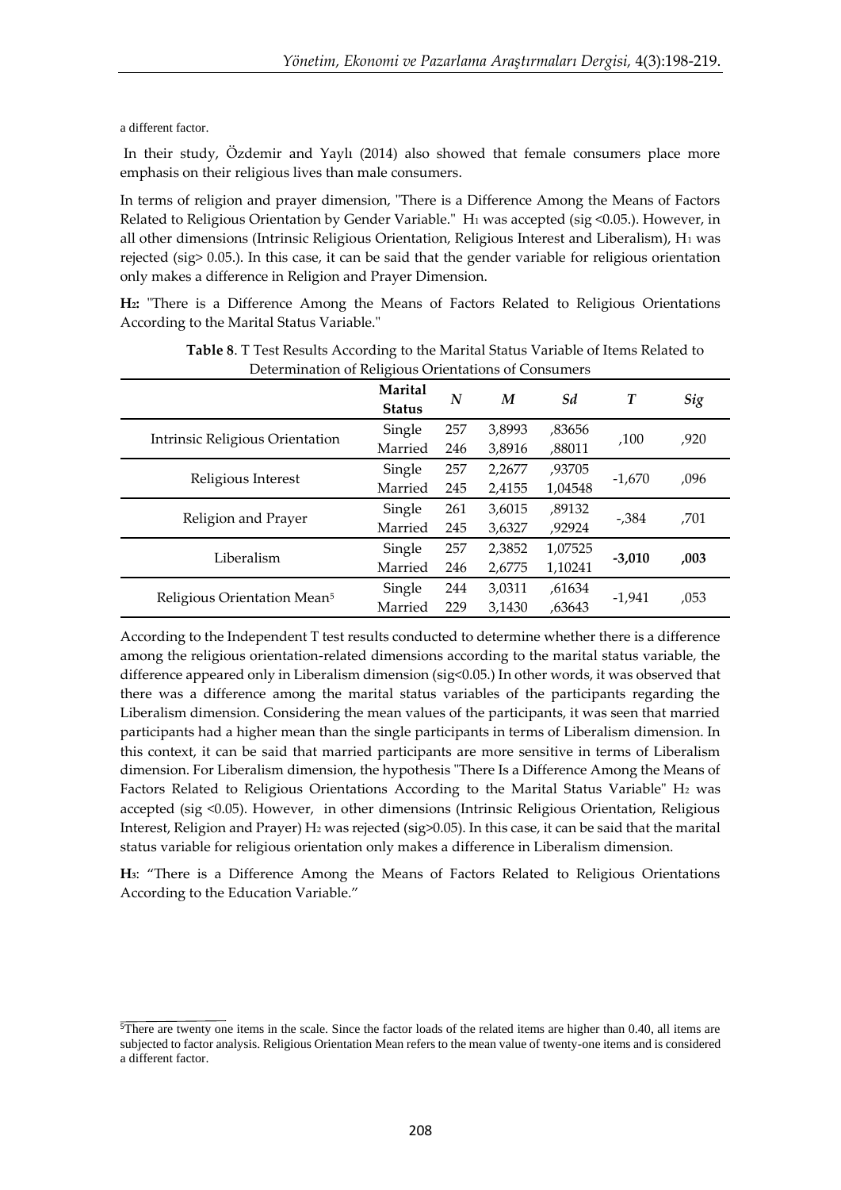a different factor.

In their study, Özdemir and Yaylı (2014) also showed that female consumers place more emphasis on their religious lives than male consumers.

In terms of religion and prayer dimension, "There is a Difference Among the Means of Factors Related to Religious Orientation by Gender Variable." $H_1$ was accepted (sig <0.05.). However, in all other dimensions (Intrinsic Religious Orientation, Religious Interest and Liberalism), $H_1$ was rejected (sig> 0.05.). In this case, it can be said that the gender variable for religious orientation only makes a difference in Religion and Prayer Dimension.

**$H_2$:** "There is a Difference Among the Means of Factors Related to Religious Orientations According to the Marital Status Variable."

**Table 8**. T Test Results According to the Marital Status Variable of Items Related to Determination of Religious Orientations of Consumers

| | Marital Status | *N* | *M* | *Sd* | *T* | *Sig* |
|---|---|---|---|---|---|---|
| Intrinsic Religious Orientation | Single | 257 | 3,8993 | ,83656 | ,100 | ,920 |
| | Married | 246 | 3,8916 | ,88011 | | |
| Religious Interest | Single | 257 | 2,2677 | ,93705 | -1,670 | ,096 |
| | Married | 245 | 2,4155 | 1,04548 | | |
| Religion and Prayer | Single | 261 | 3,6015 | ,89132 | -,384 | ,701 |
| | Married | 245 | 3,6327 | ,92924 | | |
| Liberalism | Single | 257 | 2,3852 | 1,07525 | **-3,010** | **,003** |
| | Married | 246 | 2,6775 | 1,10241 | | |
| Religious Orientation Mean[5] | Single | 244 | 3,0311 | ,61634 | -1,941 | ,053 |
| | Married | 229 | 3,1430 | ,63643 | | |

According to the Independent T test results conducted to determine whether there is a difference among the religious orientation-related dimensions according to the marital status variable, the difference appeared only in Liberalism dimension (sig<0.05.) In other words, it was observed that there was a difference among the marital status variables of the participants regarding the Liberalism dimension. Considering the mean values of the participants, it was seen that married participants had a higher mean than the single participants in terms of Liberalism dimension. In this context, it can be said that married participants are more sensitive in terms of Liberalism dimension. For Liberalism dimension, the hypothesis "There Is a Difference Among the Means of Factors Related to Religious Orientations According to the Marital Status Variable" $H_2$ was accepted (sig <0.05). However, in other dimensions (Intrinsic Religious Orientation, Religious Interest, Religion and Prayer) $H_2$ was rejected (sig>0.05). In this case, it can be said that the marital status variable for religious orientation only makes a difference in Liberalism dimension.

**$H_3$**: "There is a Difference Among the Means of Factors Related to Religious Orientations According to the Education Variable."

[5] There are twenty one items in the scale. Since the factor loads of the related items are higher than 0.40, all items are subjected to factor analysis. Religious Orientation Mean refers to the mean value of twenty-one items and is considered a different factor.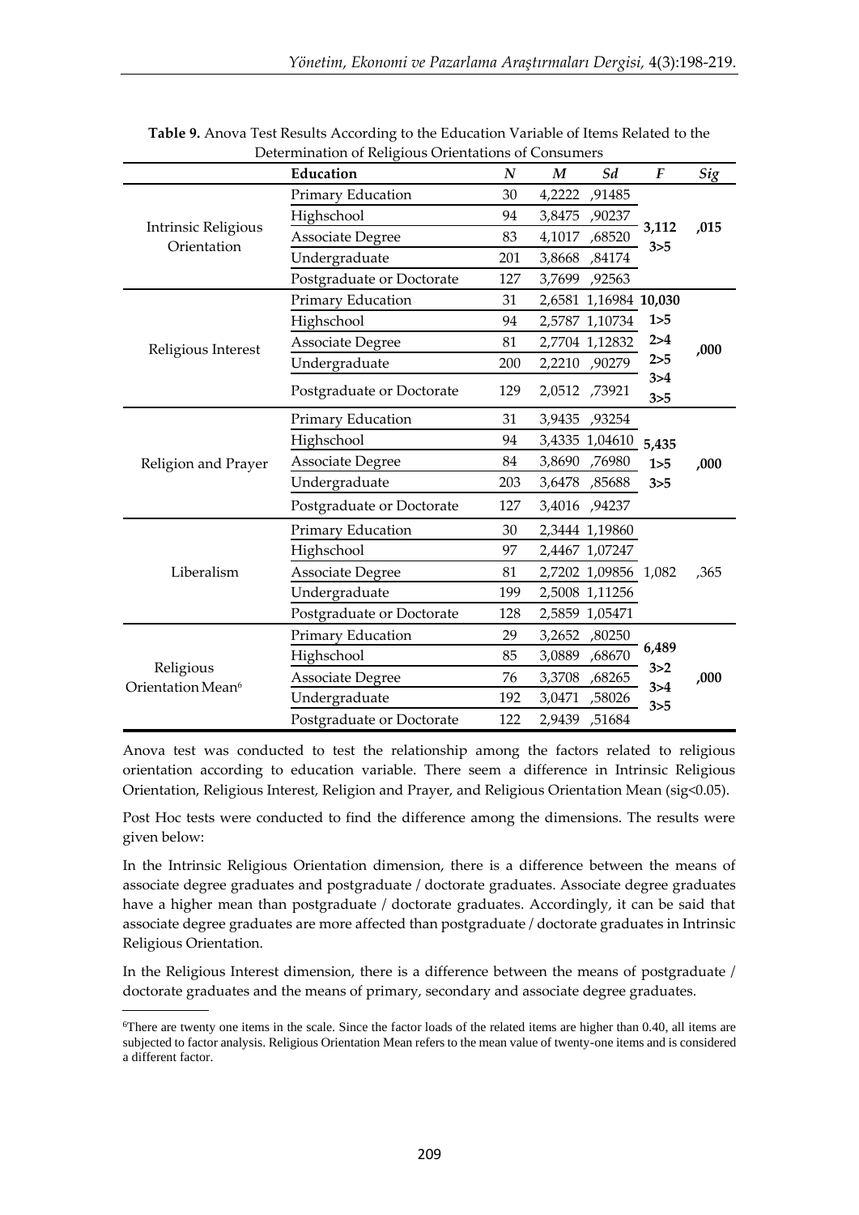**Table 9.** Anova Test Results According to the Education Variable of Items Related to the Determination of Religious Orientations of Consumers

| | Education | N | M | Sd | F | Sig |
|---|---|---|---|---|---|---|
| Intrinsic Religious Orientation | Primary Education | 30 | 4,2222 | ,91485 | **3,112** **3>5** | **,015** |
| | Highschool | 94 | 3,8475 | ,90237 | | |
| | Associate Degree | 83 | 4,1017 | ,68520 | | |
| | Undergraduate | 201 | 3,8668 | ,84174 | | |
| | Postgraduate or Doctorate | 127 | 3,7699 | ,92563 | | |
| Religious Interest | Primary Education | 31 | 2,6581 | 1,16984 | **10,030** **1>5** **2>4** **2>5** **3>4** **3>5** | **,000** |
| | Highschool | 94 | 2,5787 | 1,10734 | | |
| | Associate Degree | 81 | 2,7704 | 1,12832 | | |
| | Undergraduate | 200 | 2,2210 | ,90279 | | |
| | Postgraduate or Doctorate | 129 | 2,0512 | ,73921 | | |
| Religion and Prayer | Primary Education | 31 | 3,9435 | ,93254 | **5,435** **1>5** **3>5** | **,000** |
| | Highschool | 94 | 3,4335 | 1,04610 | | |
| | Associate Degree | 84 | 3,8690 | ,76980 | | |
| | Undergraduate | 203 | 3,6478 | ,85688 | | |
| | Postgraduate or Doctorate | 127 | 3,4016 | ,94237 | | |
| Liberalism | Primary Education | 30 | 2,3444 | 1,19860 | 1,082 | ,365 |
| | Highschool | 97 | 2,4467 | 1,07247 | | |
| | Associate Degree | 81 | 2,7202 | 1,09856 | | |
| | Undergraduate | 199 | 2,5008 | 1,11256 | | |
| | Postgraduate or Doctorate | 128 | 2,5859 | 1,05471 | | |
| Religious Orientation Mean[6] | Primary Education | 29 | 3,2652 | ,80250 | **6,489** **3>2** **3>4** **3>5** | **,000** |
| | Highschool | 85 | 3,0889 | ,68670 | | |
| | Associate Degree | 76 | 3,3708 | ,68265 | | |
| | Undergraduate | 192 | 3,0471 | ,58026 | | |
| | Postgraduate or Doctorate | 122 | 2,9439 | ,51684 | | |

Anova test was conducted to test the relationship among the factors related to religious orientation according to education variable. There seem a difference in Intrinsic Religious Orientation, Religious Interest, Religion and Prayer, and Religious Orientation Mean (sig<0.05).

Post Hoc tests were conducted to find the difference among the dimensions. The results were given below:

In the Intrinsic Religious Orientation dimension, there is a difference between the means of associate degree graduates and postgraduate / doctorate graduates. Associate degree graduates have a higher mean than postgraduate / doctorate graduates. Accordingly, it can be said that associate degree graduates are more affected than postgraduate / doctorate graduates in Intrinsic Religious Orientation.

In the Religious Interest dimension, there is a difference between the means of postgraduate / doctorate graduates and the means of primary, secondary and associate degree graduates.

---

[6]There are twenty one items in the scale. Since the factor loads of the related items are higher than 0.40, all items are subjected to factor analysis. Religious Orientation Mean refers to the mean value of twenty-one items and is considered a different factor.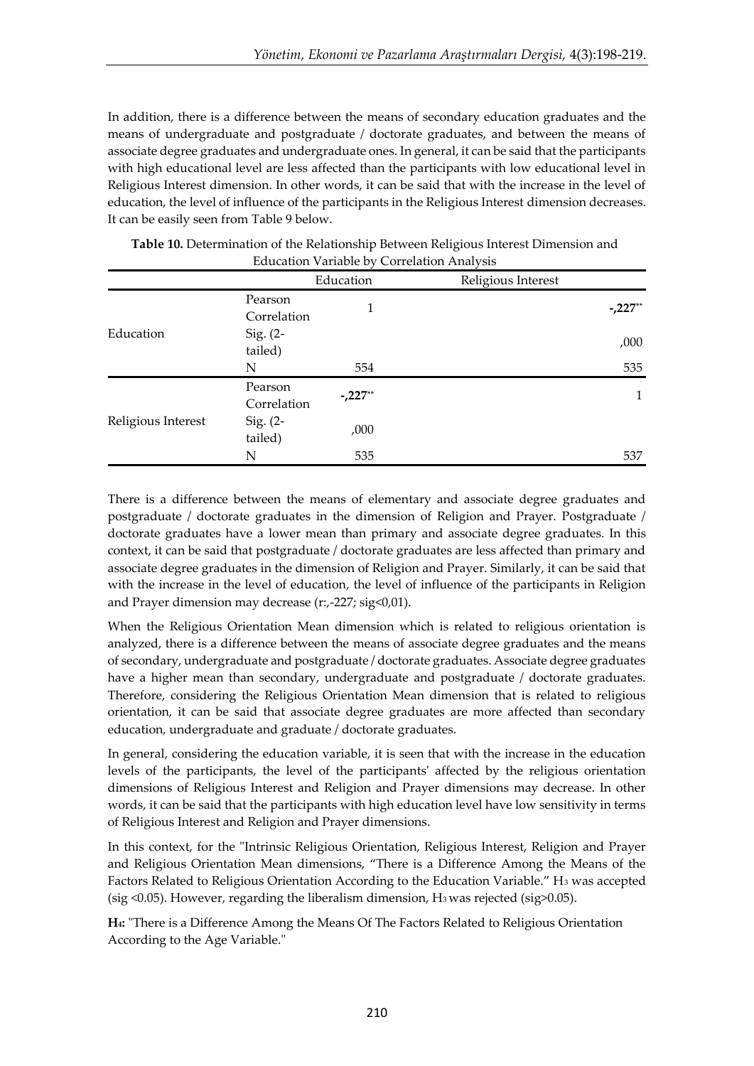In addition, there is a difference between the means of secondary education graduates and the means of undergraduate and postgraduate / doctorate graduates, and between the means of associate degree graduates and undergraduate ones. In general, it can be said that the participants with high educational level are less affected than the participants with low educational level in Religious Interest dimension. In other words, it can be said that with the increase in the level of education, the level of influence of the participants in the Religious Interest dimension decreases. It can be easily seen from Table 9 below.

**Table 10.** Determination of the Relationship Between Religious Interest Dimension and Education Variable by Correlation Analysis

| | | Education | Religious Interest |
|---|---|---|---|
| Education | Pearson Correlation | 1 | **-,227**** |
| | Sig. (2-tailed) | | ,000 |
| | N | 554 | 535 |
| Religious Interest | Pearson Correlation | **-,227**** | 1 |
| | Sig. (2-tailed) | ,000 | |
| | N | 535 | 537 |

There is a difference between the means of elementary and associate degree graduates and postgraduate / doctorate graduates in the dimension of Religion and Prayer. Postgraduate / doctorate graduates have a lower mean than primary and associate degree graduates. In this context, it can be said that postgraduate / doctorate graduates are less affected than primary and associate degree graduates in the dimension of Religion and Prayer. Similarly, it can be said that with the increase in the level of education, the level of influence of the participants in Religion and Prayer dimension may decrease (r:,-227; sig<0,01).

When the Religious Orientation Mean dimension which is related to religious orientation is analyzed, there is a difference between the means of associate degree graduates and the means of secondary, undergraduate and postgraduate / doctorate graduates. Associate degree graduates have a higher mean than secondary, undergraduate and postgraduate / doctorate graduates. Therefore, considering the Religious Orientation Mean dimension that is related to religious orientation, it can be said that associate degree graduates are more affected than secondary education, undergraduate and graduate / doctorate graduates.

In general, considering the education variable, it is seen that with the increase in the education levels of the participants, the level of the participants' affected by the religious orientation dimensions of Religious Interest and Religion and Prayer dimensions may decrease. In other words, it can be said that the participants with high education level have low sensitivity in terms of Religious Interest and Religion and Prayer dimensions.

In this context, for the "Intrinsic Religious Orientation, Religious Interest, Religion and Prayer and Religious Orientation Mean dimensions, "There is a Difference Among the Means of the Factors Related to Religious Orientation According to the Education Variable." $H_3$ was accepted (sig <0.05). However, regarding the liberalism dimension, $H_3$ was rejected (sig>0.05).

**$H_4$:** "There is a Difference Among the Means Of The Factors Related to Religious Orientation According to the Age Variable."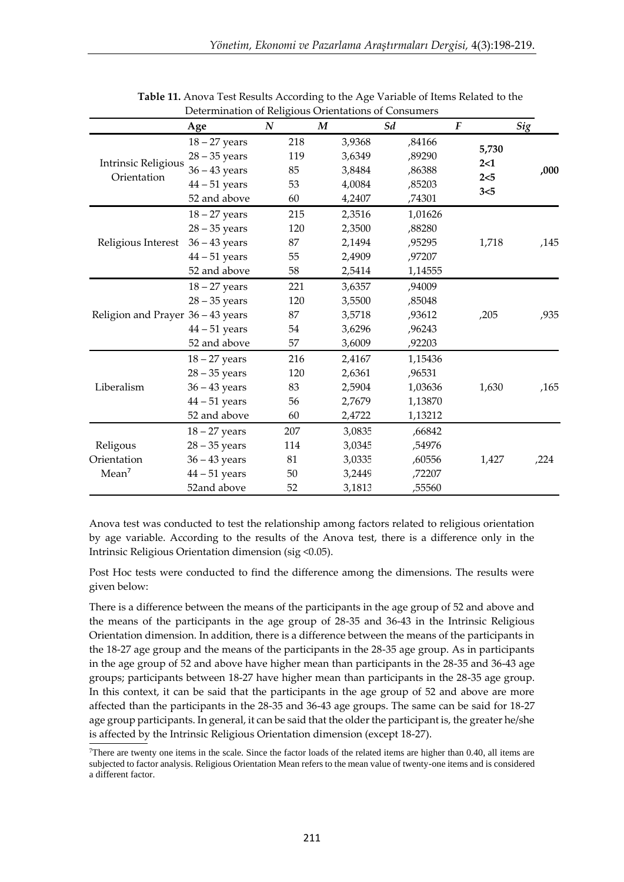**Table 11.** Anova Test Results According to the Age Variable of Items Related to the Determination of Religious Orientations of Consumers

| | Age | *N* | *M* | *Sd* | *F* | *Sig* |
|---|---|---|---|---|---|---|
| Intrinsic Religious Orientation | 18 – 27 years | 218 | 3,9368 | ,84166 | **5,730** **2<1** **2<5** **3<5** | **,000** |
| | 28 – 35 years | 119 | 3,6349 | ,89290 | | |
| | 36 – 43 years | 85 | 3,8484 | ,86388 | | |
| | 44 – 51 years | 53 | 4,0084 | ,85203 | | |
| | 52 and above | 60 | 4,2407 | ,74301 | | |
| Religious Interest | 18 – 27 years | 215 | 2,3516 | 1,01626 | 1,718 | ,145 |
| | 28 – 35 years | 120 | 2,3500 | ,88280 | | |
| | 36 – 43 years | 87 | 2,1494 | ,95295 | | |
| | 44 – 51 years | 55 | 2,4909 | ,97207 | | |
| | 52 and above | 58 | 2,5414 | 1,14555 | | |
| Religion and Prayer | 18 – 27 years | 221 | 3,6357 | ,94009 | ,205 | ,935 |
| | 28 – 35 years | 120 | 3,5500 | ,85048 | | |
| | 36 – 43 years | 87 | 3,5718 | ,93612 | | |
| | 44 – 51 years | 54 | 3,6296 | ,96243 | | |
| | 52 and above | 57 | 3,6009 | ,92203 | | |
| Liberalism | 18 – 27 years | 216 | 2,4167 | 1,15436 | 1,630 | ,165 |
| | 28 – 35 years | 120 | 2,6361 | ,96531 | | |
| | 36 – 43 years | 83 | 2,5904 | 1,03636 | | |
| | 44 – 51 years | 56 | 2,7679 | 1,13870 | | |
| | 52 and above | 60 | 2,4722 | 1,13212 | | |
| Religous Orientation Mean[7] | 18 – 27 years | 207 | 3,0835 | ,66842 | 1,427 | ,224 |
| | 28 – 35 years | 114 | 3,0345 | ,54976 | | |
| | 36 – 43 years | 81 | 3,0335 | ,60556 | | |
| | 44 – 51 years | 50 | 3,2449 | ,72207 | | |
| | 52and above | 52 | 3,1813 | ,55560 | | |

Anova test was conducted to test the relationship among factors related to religious orientation by age variable. According to the results of the Anova test, there is a difference only in the Intrinsic Religious Orientation dimension (sig <0.05).

Post Hoc tests were conducted to find the difference among the dimensions. The results were given below:

There is a difference between the means of the participants in the age group of 52 and above and the means of the participants in the age group of 28-35 and 36-43 in the Intrinsic Religious Orientation dimension. In addition, there is a difference between the means of the participants in the 18-27 age group and the means of the participants in the 28-35 age group. As in participants in the age group of 52 and above have higher mean than participants in the 28-35 and 36-43 age groups; participants between 18-27 have higher mean than participants in the 28-35 age group. In this context, it can be said that the participants in the age group of 52 and above are more affected than the participants in the 28-35 and 36-43 age groups. The same can be said for 18-27 age group participants. In general, it can be said that the older the participant is, the greater he/she is affected by the Intrinsic Religious Orientation dimension (except 18-27).

[7]There are twenty one items in the scale. Since the factor loads of the related items are higher than 0.40, all items are subjected to factor analysis. Religious Orientation Mean refers to the mean value of twenty-one items and is considered a different factor.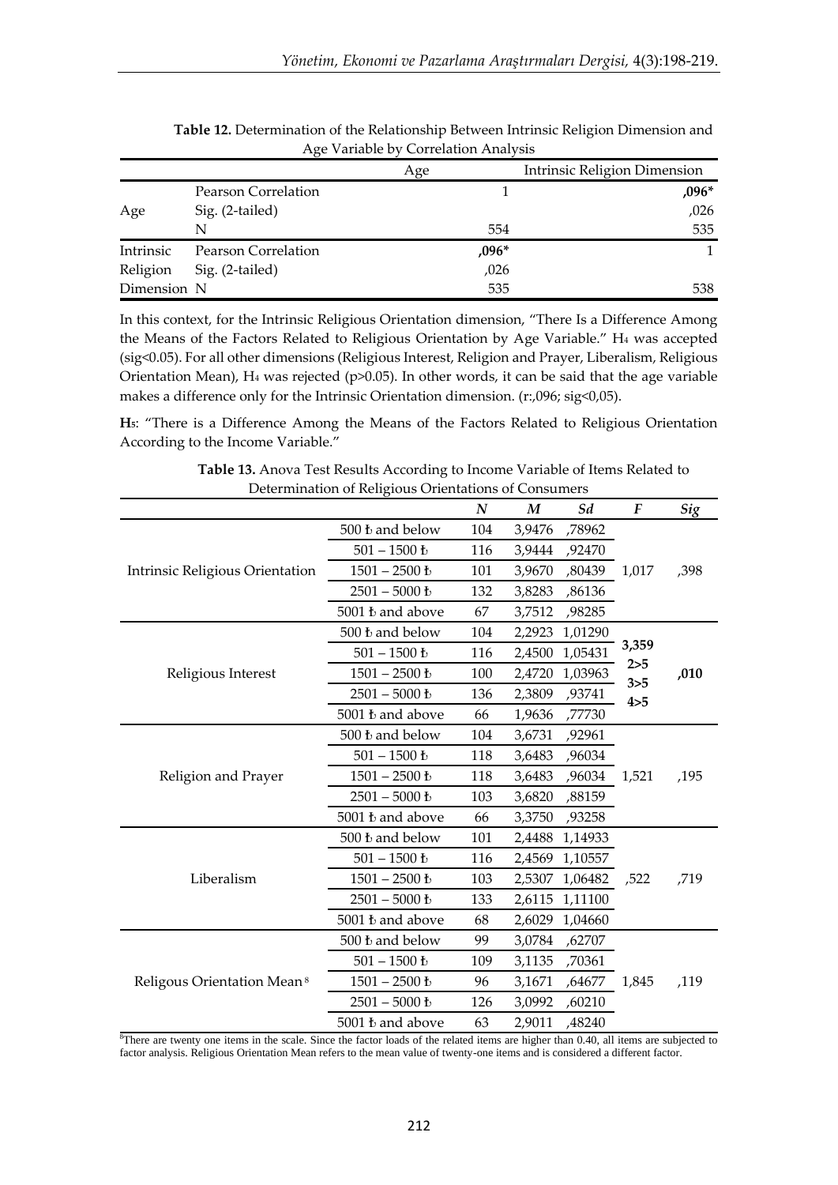**Table 12.** Determination of the Relationship Between Intrinsic Religion Dimension and Age Variable by Correlation Analysis

| | | Age | Intrinsic Religion Dimension |
|---|---|---|---|
| Age | Pearson Correlation | 1 | **,096*** |
| | Sig. (2-tailed) | | ,026 |
| | N | 554 | 535 |
| Intrinsic Religion Dimension | Pearson Correlation | **,096*** | 1 |
| | Sig. (2-tailed) | ,026 | |
| | N | 535 | 538 |

In this context, for the Intrinsic Religious Orientation dimension, "There Is a Difference Among the Means of the Factors Related to Religious Orientation by Age Variable." $H_4$ was accepted (sig<0.05). For all other dimensions (Religious Interest, Religion and Prayer, Liberalism, Religious Orientation Mean), $H_4$ was rejected (p>0.05). In other words, it can be said that the age variable makes a difference only for the Intrinsic Orientation dimension. (r:,096; sig<0,05).

**H**$_5$: "There is a Difference Among the Means of the Factors Related to Religious Orientation According to the Income Variable."

**Table 13.** Anova Test Results According to Income Variable of Items Related to Determination of Religious Orientations of Consumers

| | | *N* | *M* | *Sd* | *F* | *Sig* |
|---|---|---|---|---|---|---|
| Intrinsic Religious Orientation | 500 ₺ and below | 104 | 3,9476 | ,78962 | 1,017 | ,398 |
| | 501 – 1500 ₺ | 116 | 3,9444 | ,92470 | | |
| | 1501 – 2500 ₺ | 101 | 3,9670 | ,80439 | | |
| | 2501 – 5000 ₺ | 132 | 3,8283 | ,86136 | | |
| | 5001 ₺ and above | 67 | 3,7512 | ,98285 | | |
| Religious Interest | 500 ₺ and below | 104 | 2,2923 | 1,01290 | **3,359 2>5 3>5 4>5** | **,010** |
| | 501 – 1500 ₺ | 116 | 2,4500 | 1,05431 | | |
| | 1501 – 2500 ₺ | 100 | 2,4720 | 1,03963 | | |
| | 2501 – 5000 ₺ | 136 | 2,3809 | ,93741 | | |
| | 5001 ₺ and above | 66 | 1,9636 | ,77730 | | |
| Religion and Prayer | 500 ₺ and below | 104 | 3,6731 | ,92961 | 1,521 | ,195 |
| | 501 – 1500 ₺ | 118 | 3,6483 | ,96034 | | |
| | 1501 – 2500 ₺ | 118 | 3,6483 | ,96034 | | |
| | 2501 – 5000 ₺ | 103 | 3,6820 | ,88159 | | |
| | 5001 ₺ and above | 66 | 3,3750 | ,93258 | | |
| Liberalism | 500 ₺ and below | 101 | 2,4488 | 1,14933 | ,522 | ,719 |
| | 501 – 1500 ₺ | 116 | 2,4569 | 1,10557 | | |
| | 1501 – 2500 ₺ | 103 | 2,5307 | 1,06482 | | |
| | 2501 – 5000 ₺ | 133 | 2,6115 | 1,11100 | | |
| | 5001 ₺ and above | 68 | 2,6029 | 1,04660 | | |
| Religous Orientation Mean [8] | 500 ₺ and below | 99 | 3,0784 | ,62707 | 1,845 | ,119 |
| | 501 – 1500 ₺ | 109 | 3,1135 | ,70361 | | |
| | 1501 – 2500 ₺ | 96 | 3,1671 | ,64677 | | |
| | 2501 – 5000 ₺ | 126 | 3,0992 | ,60210 | | |
| | 5001 ₺ and above | 63 | 2,9011 | ,48240 | | |

[8] There are twenty one items in the scale. Since the factor loads of the related items are higher than 0.40, all items are subjected to factor analysis. Religious Orientation Mean refers to the mean value of twenty-one items and is considered a different factor.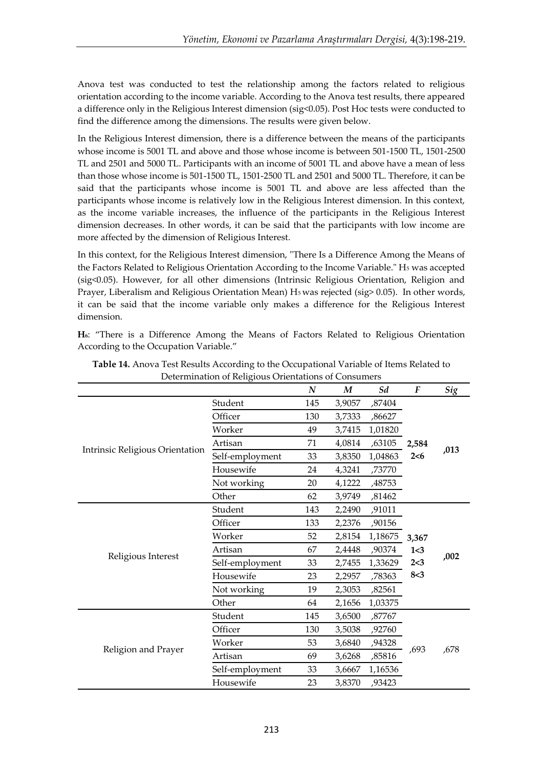Anova test was conducted to test the relationship among the factors related to religious orientation according to the income variable. According to the Anova test results, there appeared a difference only in the Religious Interest dimension (sig<0.05). Post Hoc tests were conducted to find the difference among the dimensions. The results were given below.

In the Religious Interest dimension, there is a difference between the means of the participants whose income is 5001 TL and above and those whose income is between 501-1500 TL, 1501-2500 TL and 2501 and 5000 TL. Participants with an income of 5001 TL and above have a mean of less than those whose income is 501-1500 TL, 1501-2500 TL and 2501 and 5000 TL. Therefore, it can be said that the participants whose income is 5001 TL and above are less affected than the participants whose income is relatively low in the Religious Interest dimension. In this context, as the income variable increases, the influence of the participants in the Religious Interest dimension decreases. In other words, it can be said that the participants with low income are more affected by the dimension of Religious Interest.

In this context, for the Religious Interest dimension, "There Is a Difference Among the Means of the Factors Related to Religious Orientation According to the Income Variable." $H_5$ was accepted (sig<0.05). However, for all other dimensions (Intrinsic Religious Orientation, Religion and Prayer, Liberalism and Religious Orientation Mean) $H_5$ was rejected (sig> 0.05). In other words, it can be said that the income variable only makes a difference for the Religious Interest dimension.

**$H_6$**: "There is a Difference Among the Means of Factors Related to Religious Orientation According to the Occupation Variable."

**Table 14.** Anova Test Results According to the Occupational Variable of Items Related to Determination of Religious Orientations of Consumers

| | | *N* | *M* | *Sd* | *F* | *Sig* |
|---|---|---|---|---|---|---|
| Intrinsic Religious Orientation | Student | 145 | 3,9057 | ,87404 | **2,584** **2<6** | **,013** |
| | Officer | 130 | 3,7333 | ,86627 | | |
| | Worker | 49 | 3,7415 | 1,01820 | | |
| | Artisan | 71 | 4,0814 | ,63105 | | |
| | Self-employment | 33 | 3,8350 | 1,04863 | | |
| | Housewife | 24 | 4,3241 | ,73770 | | |
| | Not working | 20 | 4,1222 | ,48753 | | |
| | Other | 62 | 3,9749 | ,81462 | | |
| Religious Interest | Student | 143 | 2,2490 | ,91011 | **3,367** **1<3** **2<3** **8<3** | **,002** |
| | Officer | 133 | 2,2376 | ,90156 | | |
| | Worker | 52 | 2,8154 | 1,18675 | | |
| | Artisan | 67 | 2,4448 | ,90374 | | |
| | Self-employment | 33 | 2,7455 | 1,33629 | | |
| | Housewife | 23 | 2,2957 | ,78363 | | |
| | Not working | 19 | 2,3053 | ,82561 | | |
| | Other | 64 | 2,1656 | 1,03375 | | |
| Religion and Prayer | Student | 145 | 3,6500 | ,87767 | ,693 | ,678 |
| | Officer | 130 | 3,5038 | ,92760 | | |
| | Worker | 53 | 3,6840 | ,94328 | | |
| | Artisan | 69 | 3,6268 | ,85816 | | |
| | Self-employment | 33 | 3,6667 | 1,16536 | | |
| | Housewife | 23 | 3,8370 | ,93423 | | |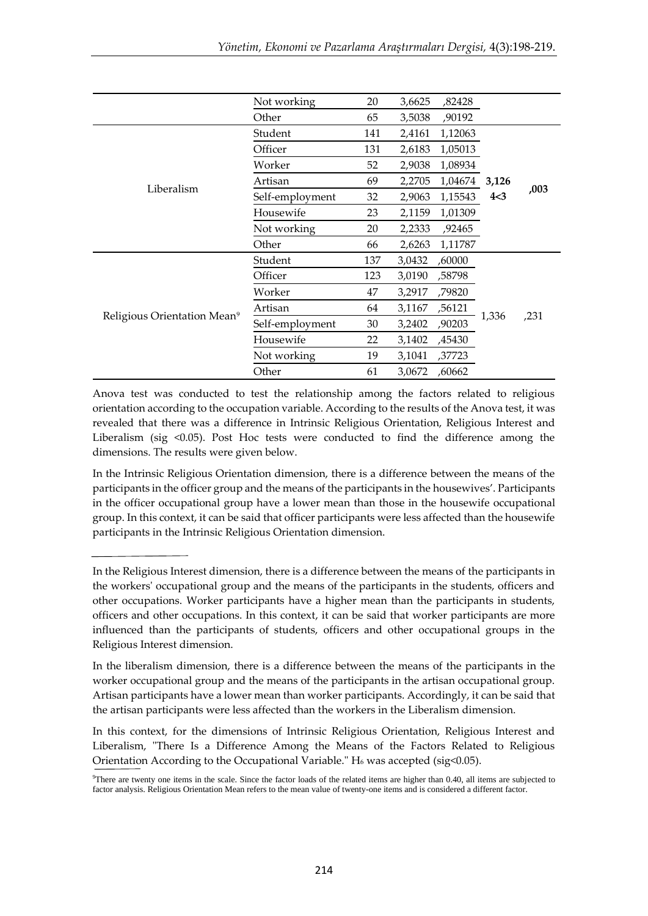|  |  |  |  |  |  |  |
|---|---|---|---|---|---|---|
|  | Not working | 20 | 3,6625 | ,82428 |  |  |
|  | Other | 65 | 3,5038 | ,90192 |  |  |
| Liberalism | Student | 141 | 2,4161 | 1,12063 | **3,126** **4<3** | **,003** |
|  | Officer | 131 | 2,6183 | 1,05013 |  |  |
|  | Worker | 52 | 2,9038 | 1,08934 |  |  |
|  | Artisan | 69 | 2,2705 | 1,04674 |  |  |
|  | Self-employment | 32 | 2,9063 | 1,15543 |  |  |
|  | Housewife | 23 | 2,1159 | 1,01309 |  |  |
|  | Not working | 20 | 2,2333 | ,92465 |  |  |
|  | Other | 66 | 2,6263 | 1,11787 |  |  |
| Religious Orientation Mean[9] | Student | 137 | 3,0432 | ,60000 | 1,336 | ,231 |
|  | Officer | 123 | 3,0190 | ,58798 |  |  |
|  | Worker | 47 | 3,2917 | ,79820 |  |  |
|  | Artisan | 64 | 3,1167 | ,56121 |  |  |
|  | Self-employment | 30 | 3,2402 | ,90203 |  |  |
|  | Housewife | 22 | 3,1402 | ,45430 |  |  |
|  | Not working | 19 | 3,1041 | ,37723 |  |  |
|  | Other | 61 | 3,0672 | ,60662 |  |  |

Anova test was conducted to test the relationship among the factors related to religious orientation according to the occupation variable. According to the results of the Anova test, it was revealed that there was a difference in Intrinsic Religious Orientation, Religious Interest and Liberalism (sig <0.05). Post Hoc tests were conducted to find the difference among the dimensions. The results were given below.

In the Intrinsic Religious Orientation dimension, there is a difference between the means of the participants in the officer group and the means of the participants in the housewives'. Participants in the officer occupational group have a lower mean than those in the housewife occupational group. In this context, it can be said that officer participants were less affected than the housewife participants in the Intrinsic Religious Orientation dimension.

In the Religious Interest dimension, there is a difference between the means of the participants in the workers' occupational group and the means of the participants in the students, officers and other occupations. Worker participants have a higher mean than the participants in students, officers and other occupations. In this context, it can be said that worker participants are more influenced than the participants of students, officers and other occupational groups in the Religious Interest dimension.

In the liberalism dimension, there is a difference between the means of the participants in the worker occupational group and the means of the participants in the artisan occupational group. Artisan participants have a lower mean than worker participants. Accordingly, it can be said that the artisan participants were less affected than the workers in the Liberalism dimension.

In this context, for the dimensions of Intrinsic Religious Orientation, Religious Interest and Liberalism, "There Is a Difference Among the Means of the Factors Related to Religious Orientation According to the Occupational Variable." $H_6$ was accepted (sig<0.05).

[9]There are twenty one items in the scale. Since the factor loads of the related items are higher than 0.40, all items are subjected to factor analysis. Religious Orientation Mean refers to the mean value of twenty-one items and is considered a different factor.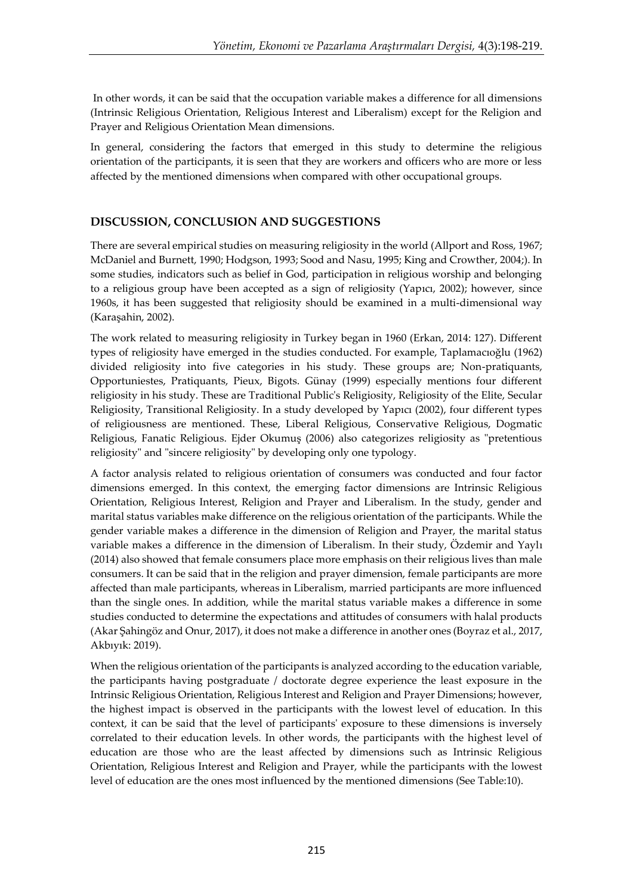In other words, it can be said that the occupation variable makes a difference for all dimensions (Intrinsic Religious Orientation, Religious Interest and Liberalism) except for the Religion and Prayer and Religious Orientation Mean dimensions.

In general, considering the factors that emerged in this study to determine the religious orientation of the participants, it is seen that they are workers and officers who are more or less affected by the mentioned dimensions when compared with other occupational groups.

## DISCUSSION, CONCLUSION AND SUGGESTIONS

There are several empirical studies on measuring religiosity in the world (Allport and Ross, 1967; McDaniel and Burnett, 1990; Hodgson, 1993; Sood and Nasu, 1995; King and Crowther, 2004;). In some studies, indicators such as belief in God, participation in religious worship and belonging to a religious group have been accepted as a sign of religiosity (Yapıcı, 2002); however, since 1960s, it has been suggested that religiosity should be examined in a multi-dimensional way (Karaşahin, 2002).

The work related to measuring religiosity in Turkey began in 1960 (Erkan, 2014: 127). Different types of religiosity have emerged in the studies conducted. For example, Taplamacıoğlu (1962) divided religiosity into five categories in his study. These groups are; Non-pratiquants, Opportuniestes, Pratiquants, Pieux, Bigots. Günay (1999) especially mentions four different religiosity in his study. These are Traditional Public's Religiosity, Religiosity of the Elite, Secular Religiosity, Transitional Religiosity. In a study developed by Yapıcı (2002), four different types of religiousness are mentioned. These, Liberal Religious, Conservative Religious, Dogmatic Religious, Fanatic Religious. Ejder Okumuş (2006) also categorizes religiosity as "pretentious religiosity" and "sincere religiosity" by developing only one typology.

A factor analysis related to religious orientation of consumers was conducted and four factor dimensions emerged. In this context, the emerging factor dimensions are Intrinsic Religious Orientation, Religious Interest, Religion and Prayer and Liberalism. In the study, gender and marital status variables make difference on the religious orientation of the participants. While the gender variable makes a difference in the dimension of Religion and Prayer, the marital status variable makes a difference in the dimension of Liberalism. In their study, Özdemir and Yaylı (2014) also showed that female consumers place more emphasis on their religious lives than male consumers. It can be said that in the religion and prayer dimension, female participants are more affected than male participants, whereas in Liberalism, married participants are more influenced than the single ones. In addition, while the marital status variable makes a difference in some studies conducted to determine the expectations and attitudes of consumers with halal products (Akar Şahingöz and Onur, 2017), it does not make a difference in another ones (Boyraz et al., 2017, Akbıyık: 2019).

When the religious orientation of the participants is analyzed according to the education variable, the participants having postgraduate / doctorate degree experience the least exposure in the Intrinsic Religious Orientation, Religious Interest and Religion and Prayer Dimensions; however, the highest impact is observed in the participants with the lowest level of education. In this context, it can be said that the level of participants' exposure to these dimensions is inversely correlated to their education levels. In other words, the participants with the highest level of education are those who are the least affected by dimensions such as Intrinsic Religious Orientation, Religious Interest and Religion and Prayer, while the participants with the lowest level of education are the ones most influenced by the mentioned dimensions (See Table:10).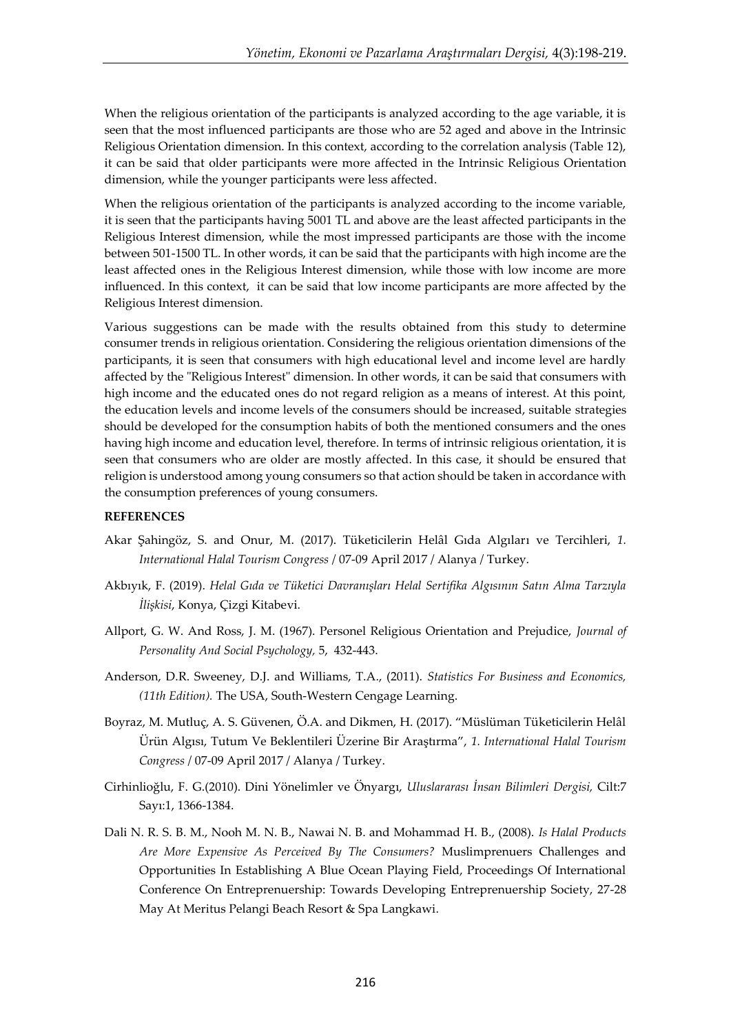When the religious orientation of the participants is analyzed according to the age variable, it is seen that the most influenced participants are those who are 52 aged and above in the Intrinsic Religious Orientation dimension. In this context, according to the correlation analysis (Table 12), it can be said that older participants were more affected in the Intrinsic Religious Orientation dimension, while the younger participants were less affected.

When the religious orientation of the participants is analyzed according to the income variable, it is seen that the participants having 5001 TL and above are the least affected participants in the Religious Interest dimension, while the most impressed participants are those with the income between 501-1500 TL. In other words, it can be said that the participants with high income are the least affected ones in the Religious Interest dimension, while those with low income are more influenced. In this context, it can be said that low income participants are more affected by the Religious Interest dimension.

Various suggestions can be made with the results obtained from this study to determine consumer trends in religious orientation. Considering the religious orientation dimensions of the participants, it is seen that consumers with high educational level and income level are hardly affected by the "Religious Interest" dimension. In other words, it can be said that consumers with high income and the educated ones do not regard religion as a means of interest. At this point, the education levels and income levels of the consumers should be increased, suitable strategies should be developed for the consumption habits of both the mentioned consumers and the ones having high income and education level, therefore. In terms of intrinsic religious orientation, it is seen that consumers who are older are mostly affected. In this case, it should be ensured that religion is understood among young consumers so that action should be taken in accordance with the consumption preferences of young consumers.

**REFERENCES**

Akar Şahingöz, S. and Onur, M. (2017). Tüketicilerin Helâl Gıda Algıları ve Tercihleri, *1. International Halal Tourism Congress* / 07-09 April 2017 / Alanya / Turkey.

Akbıyık, F. (2019). *Helal Gıda ve Tüketici Davranışları Helal Sertifika Algısının Satın Alma Tarzıyla İlişkisi*, Konya, Çizgi Kitabevi.

Allport, G. W. And Ross, J. M. (1967). Personel Religious Orientation and Prejudice, *Journal of Personality And Social Psychology,* 5, 432-443.

Anderson, D.R. Sweeney, D.J. and Williams, T.A., (2011). *Statistics For Business and Economics, (11th Edition).* The USA, South-Western Cengage Learning.

Boyraz, M. Mutluç, A. S. Güvenen, Ö.A. and Dikmen, H. (2017). "Müslüman Tüketicilerin Helâl Ürün Algısı, Tutum Ve Beklentileri Üzerine Bir Araştırma", *1. International Halal Tourism Congress* / 07-09 April 2017 / Alanya / Turkey.

Cirhinlioğlu, F. G.(2010). Dini Yönelimler ve Önyargı, *Uluslararası İnsan Bilimleri Dergisi,* Cilt:7 Sayı:1, 1366-1384.

Dali N. R. S. B. M., Nooh M. N. B., Nawai N. B. and Mohammad H. B., (2008). *Is Halal Products Are More Expensive As Perceived By The Consumers?* Muslimprenuers Challenges and Opportunities In Establishing A Blue Ocean Playing Field, Proceedings Of International Conference On Entreprenuership: Towards Developing Entreprenuership Society, 27-28 May At Meritus Pelangi Beach Resort & Spa Langkawi.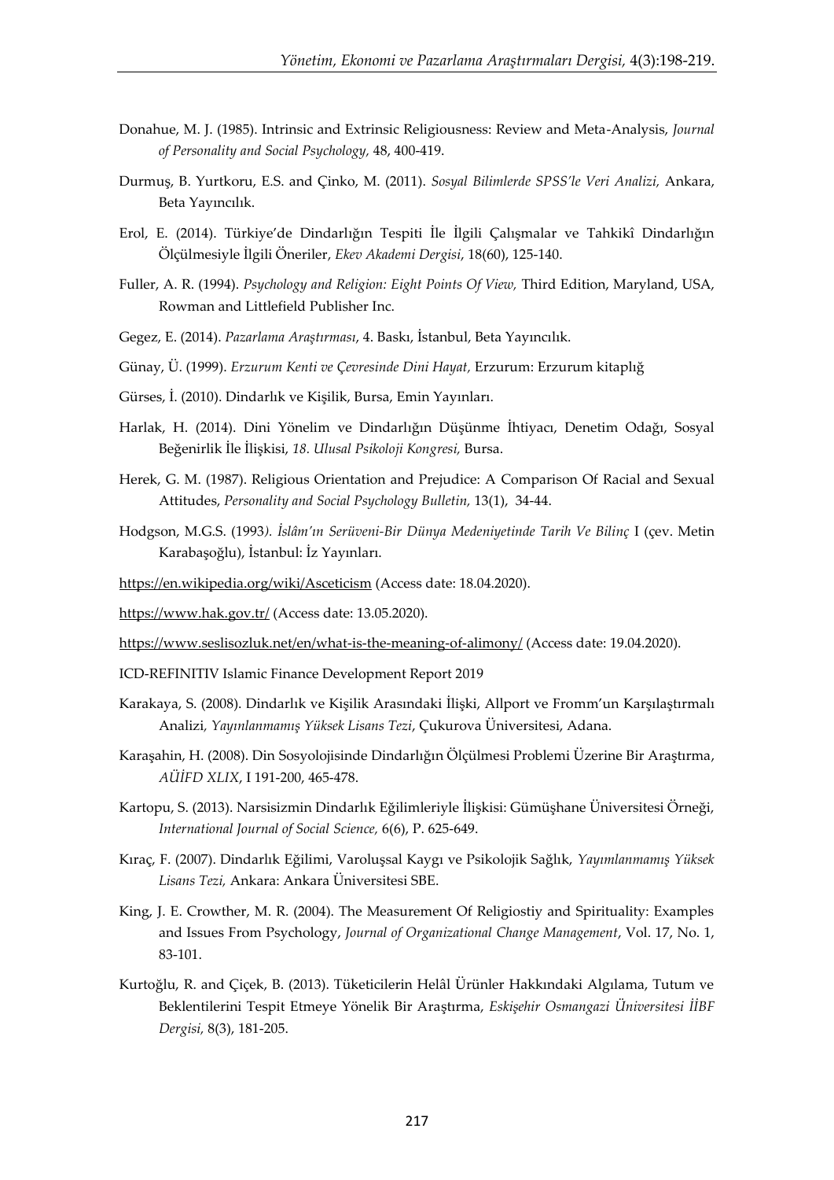Donahue, M. J. (1985). Intrinsic and Extrinsic Religiousness: Review and Meta-Analysis, *Journal of Personality and Social Psychology,* 48, 400-419.

Durmuş, B. Yurtkoru, E.S. and Çinko, M. (2011). *Sosyal Bilimlerde SPSS'le Veri Analizi,* Ankara, Beta Yayıncılık.

Erol, E. (2014). Türkiye'de Dindarlığın Tespiti İle İlgili Çalışmalar ve Tahkikî Dindarlığın Ölçülmesiyle İlgili Öneriler, *Ekev Akademi Dergisi*, 18(60), 125-140.

Fuller, A. R. (1994). *Psychology and Religion: Eight Points Of View,* Third Edition, Maryland, USA, Rowman and Littlefield Publisher Inc.

Gegez, E. (2014). *Pazarlama Araştırması*, 4. Baskı, İstanbul, Beta Yayıncılık.

Günay, Ü. (1999). *Erzurum Kenti ve Çevresinde Dini Hayat,* Erzurum: Erzurum kitaplığ

Gürses, İ. (2010). Dindarlık ve Kişilik, Bursa, Emin Yayınları.

Harlak, H. (2014). Dini Yönelim ve Dindarlığın Düşünme İhtiyacı, Denetim Odağı, Sosyal Beğenirlik İle İlişkisi, *18. Ulusal Psikoloji Kongresi,* Bursa.

Herek, G. M. (1987). Religious Orientation and Prejudice: A Comparison Of Racial and Sexual Attitudes, *Personality and Social Psychology Bulletin,* 13(1), 34-44.

Hodgson, M.G.S. (1993*). İslâm'ın Serüveni-Bir Dünya Medeniyetinde Tarih Ve Bilinç* I (çev. Metin Karabaşoğlu), İstanbul: İz Yayınları.

https://en.wikipedia.org/wiki/Asceticism (Access date: 18.04.2020).

https://www.hak.gov.tr/ (Access date: 13.05.2020).

https://www.seslisozluk.net/en/what-is-the-meaning-of-alimony/ (Access date: 19.04.2020).

ICD-REFINITIV Islamic Finance Development Report 2019

Karakaya, S. (2008). Dindarlık ve Kişilik Arasındaki İlişki, Allport ve Fromm'un Karşılaştırmalı Analizi*, Yayınlanmamış Yüksek Lisans Tezi*, Çukurova Üniversitesi, Adana.

Karaşahin, H. (2008). Din Sosyolojisinde Dindarlığın Ölçülmesi Problemi Üzerine Bir Araştırma, *AÜİFD XLIX*, I 191-200, 465-478.

Kartopu, S. (2013). Narsisizmin Dindarlık Eğilimleriyle İlişkisi: Gümüşhane Üniversitesi Örneği, *International Journal of Social Science,* 6(6), P. 625-649.

Kıraç, F. (2007). Dindarlık Eğilimi, Varoluşsal Kaygı ve Psikolojik Sağlık, *Yayımlanmamış Yüksek Lisans Tezi,* Ankara: Ankara Üniversitesi SBE.

King, J. E. Crowther, M. R. (2004). The Measurement Of Religiostiy and Spirituality: Examples and Issues From Psychology, *Journal of Organizational Change Management*, Vol. 17, No. 1, 83-101.

Kurtoğlu, R. and Çiçek, B. (2013). Tüketicilerin Helâl Ürünler Hakkındaki Algılama, Tutum ve Beklentilerini Tespit Etmeye Yönelik Bir Araştırma, *Eskişehir Osmangazi Üniversitesi İİBF Dergisi,* 8(3), 181-205.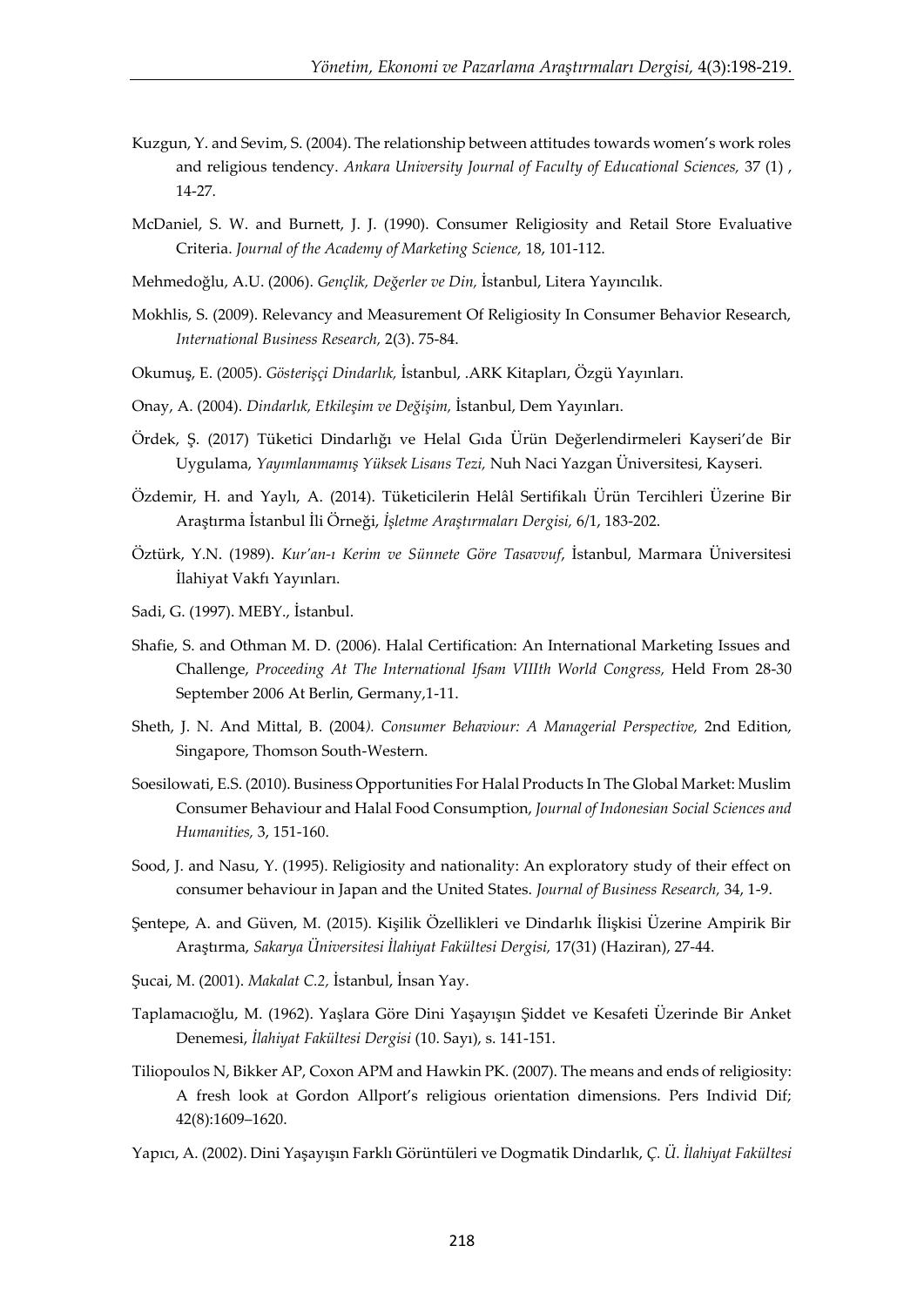Kuzgun, Y. and Sevim, S. (2004). The relationship between attitudes towards women's work roles and religious tendency. *Ankara University Journal of Faculty of Educational Sciences,* 37 (1) , 14-27.

McDaniel, S. W. and Burnett, J. J. (1990). Consumer Religiosity and Retail Store Evaluative Criteria. *Journal of the Academy of Marketing Science,* 18, 101-112.

Mehmedoğlu, A.U. (2006). *Gençlik, Değerler ve Din,* İstanbul, Litera Yayıncılık.

Mokhlis, S. (2009). Relevancy and Measurement Of Religiosity In Consumer Behavior Research, *International Business Research,* 2(3). 75-84.

Okumuş, E. (2005). *Gösterişçi Dindarlık,* İstanbul, .ARK Kitapları, Özgü Yayınları.

Onay, A. (2004). *Dindarlık, Etkileşim ve Değişim,* İstanbul, Dem Yayınları.

Ördek, Ş. (2017) Tüketici Dindarlığı ve Helal Gıda Ürün Değerlendirmeleri Kayseri'de Bir Uygulama, *Yayımlanmamış Yüksek Lisans Tezi,* Nuh Naci Yazgan Üniversitesi, Kayseri.

Özdemir, H. and Yaylı, A. (2014). Tüketicilerin Helâl Sertifikalı Ürün Tercihleri Üzerine Bir Araştırma İstanbul İli Örneği, *İşletme Araştırmaları Dergisi,* 6/1, 183-202.

Öztürk, Y.N. (1989). *Kur'an-ı Kerim ve Sünnete Göre Tasavvuf*, İstanbul, Marmara Üniversitesi İlahiyat Vakfı Yayınları.

Sadi, G. (1997). MEBY., İstanbul.

Shafie, S. and Othman M. D. (2006). Halal Certification: An International Marketing Issues and Challenge, *Proceeding At The International Ifsam VIIIth World Congress,* Held From 28-30 September 2006 At Berlin, Germany,1-11.

Sheth, J. N. And Mittal, B. (2004*). Consumer Behaviour: A Managerial Perspective,* 2nd Edition, Singapore, Thomson South-Western.

Soesilowati, E.S. (2010). Business Opportunities For Halal Products In The Global Market: Muslim Consumer Behaviour and Halal Food Consumption, *Journal of Indonesian Social Sciences and Humanities,* 3, 151-160.

Sood, J. and Nasu, Y. (1995). Religiosity and nationality: An exploratory study of their effect on consumer behaviour in Japan and the United States. *Journal of Business Research,* 34, 1-9.

Şentepe, A. and Güven, M. (2015). Kişilik Özellikleri ve Dindarlık İlişkisi Üzerine Ampirik Bir Araştırma, *Sakarya Üniversitesi İlahiyat Fakültesi Dergisi,* 17(31) (Haziran), 27-44.

Şucai, M. (2001). *Makalat C.2,* İstanbul, İnsan Yay.

Taplamacıoğlu, M. (1962). Yaşlara Göre Dini Yaşayışın Şiddet ve Kesafeti Üzerinde Bir Anket Denemesi, *İlahiyat Fakültesi Dergisi* (10. Sayı), s. 141-151.

Tiliopoulos N, Bikker AP, Coxon APM and Hawkin PK. (2007). The means and ends of religiosity: A fresh look at Gordon Allport's religious orientation dimensions. Pers Individ Dif; 42(8):1609–1620.

Yapıcı, A. (2002). Dini Yaşayışın Farklı Görüntüleri ve Dogmatik Dindarlık, *Ç. Ü. İlahiyat Fakültesi*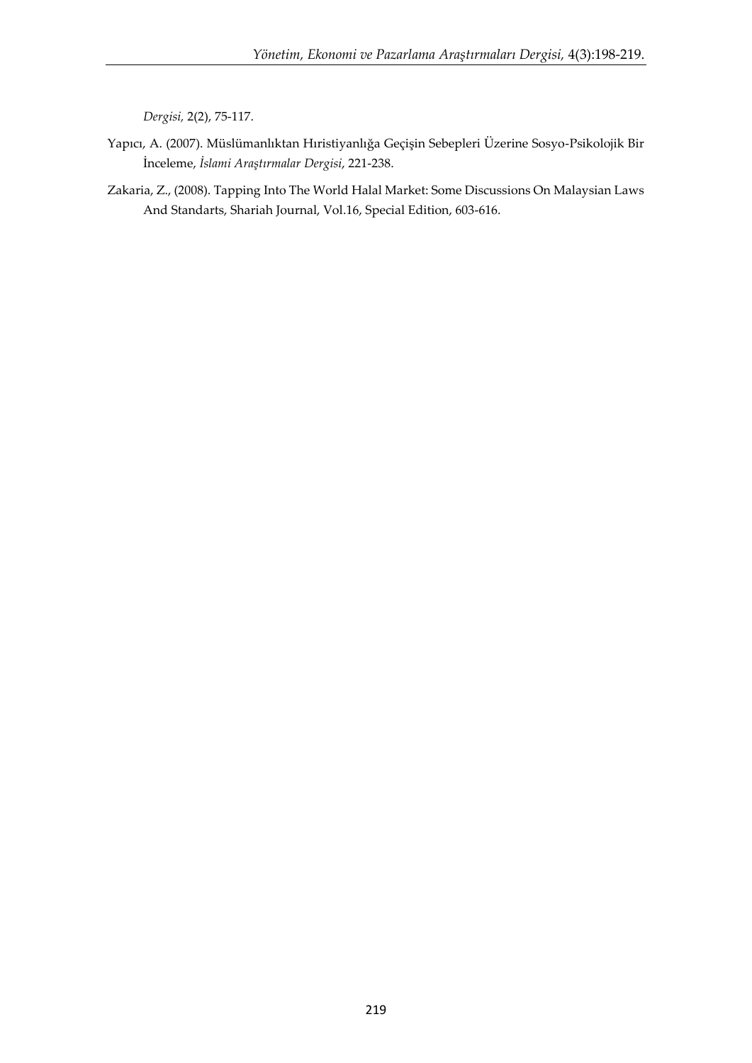*Dergisi*, 2(2), 75-117.

Yapıcı, A. (2007). Müslümanlıktan Hıristiyanlığa Geçişin Sebepleri Üzerine Sosyo-Psikolojik Bir İnceleme, *İslami Araştırmalar Dergisi*, 221-238.

Zakaria, Z., (2008). Tapping Into The World Halal Market: Some Discussions On Malaysian Laws And Standarts, Shariah Journal, Vol.16, Special Edition, 603-616.